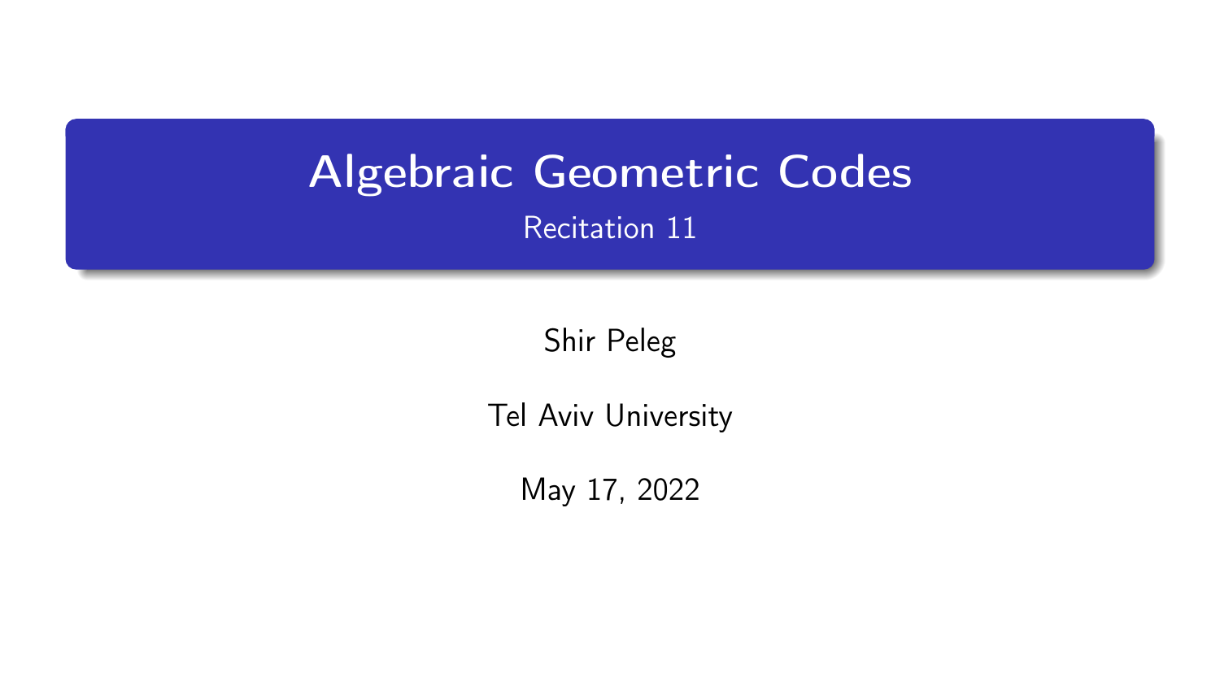# Algebraic Geometric Codes

## Recitation 11

Shir Peleg

Tel Aviv University

May 17, 2022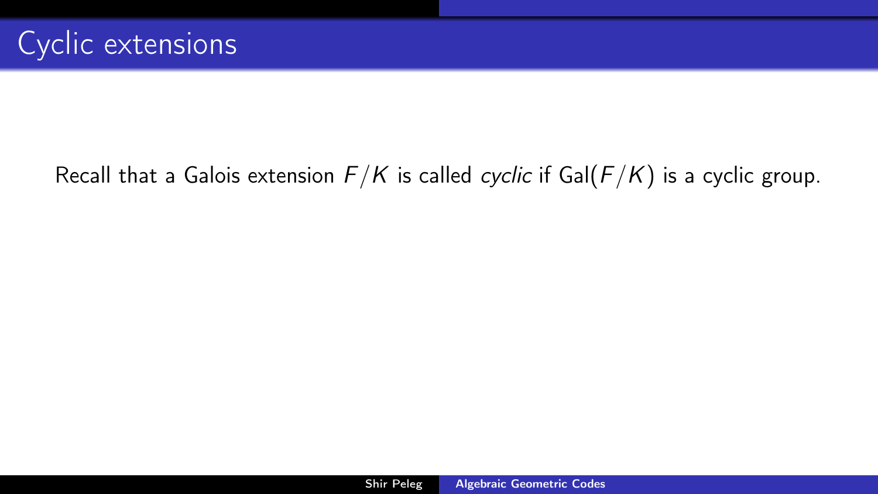# Cyclic extensions

Recall that a Galois extension $F/K$ is called *cyclic* if $\mathrm{Gal}(F/K)$ is a cyclic group.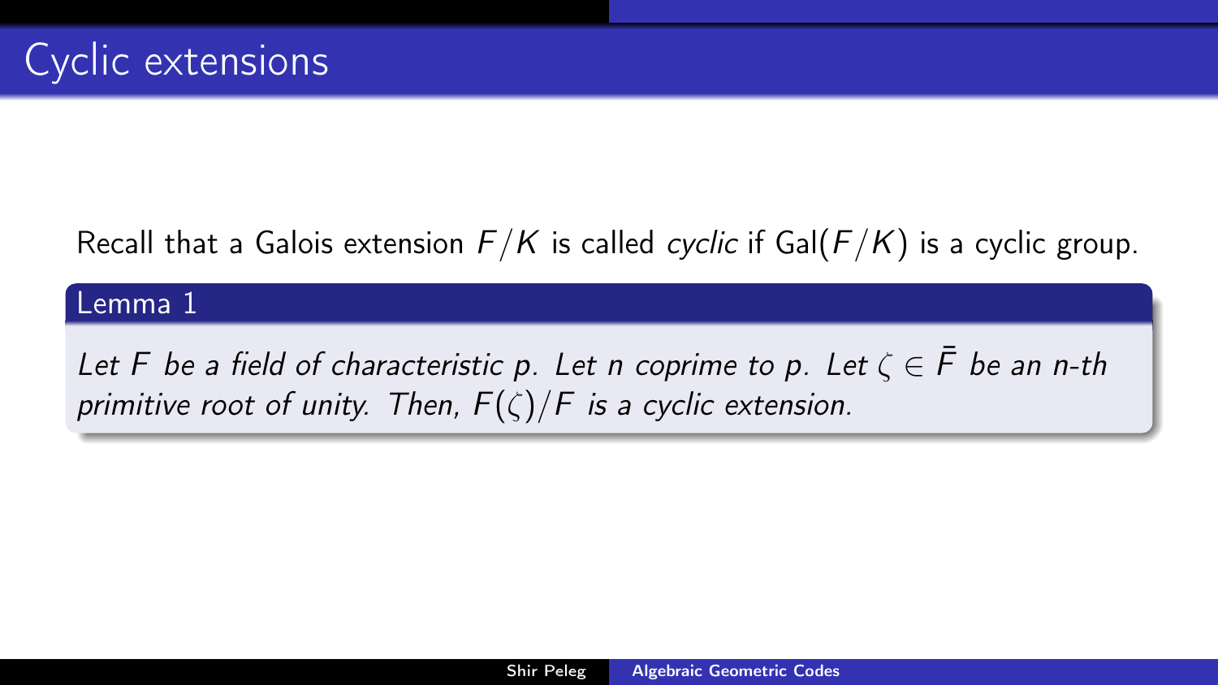# Cyclic extensions

Recall that a Galois extension $F/K$ is called *cyclic* if $\mathrm{Gal}(F/K)$ is a cyclic group.

**Lemma 1**

*Let $F$ be a field of characteristic $p$. Let $n$ coprime to $p$. Let $\zeta \in \bar{F}$ be an $n$-th primitive root of unity. Then, $F(\zeta)/F$ is a cyclic extension.*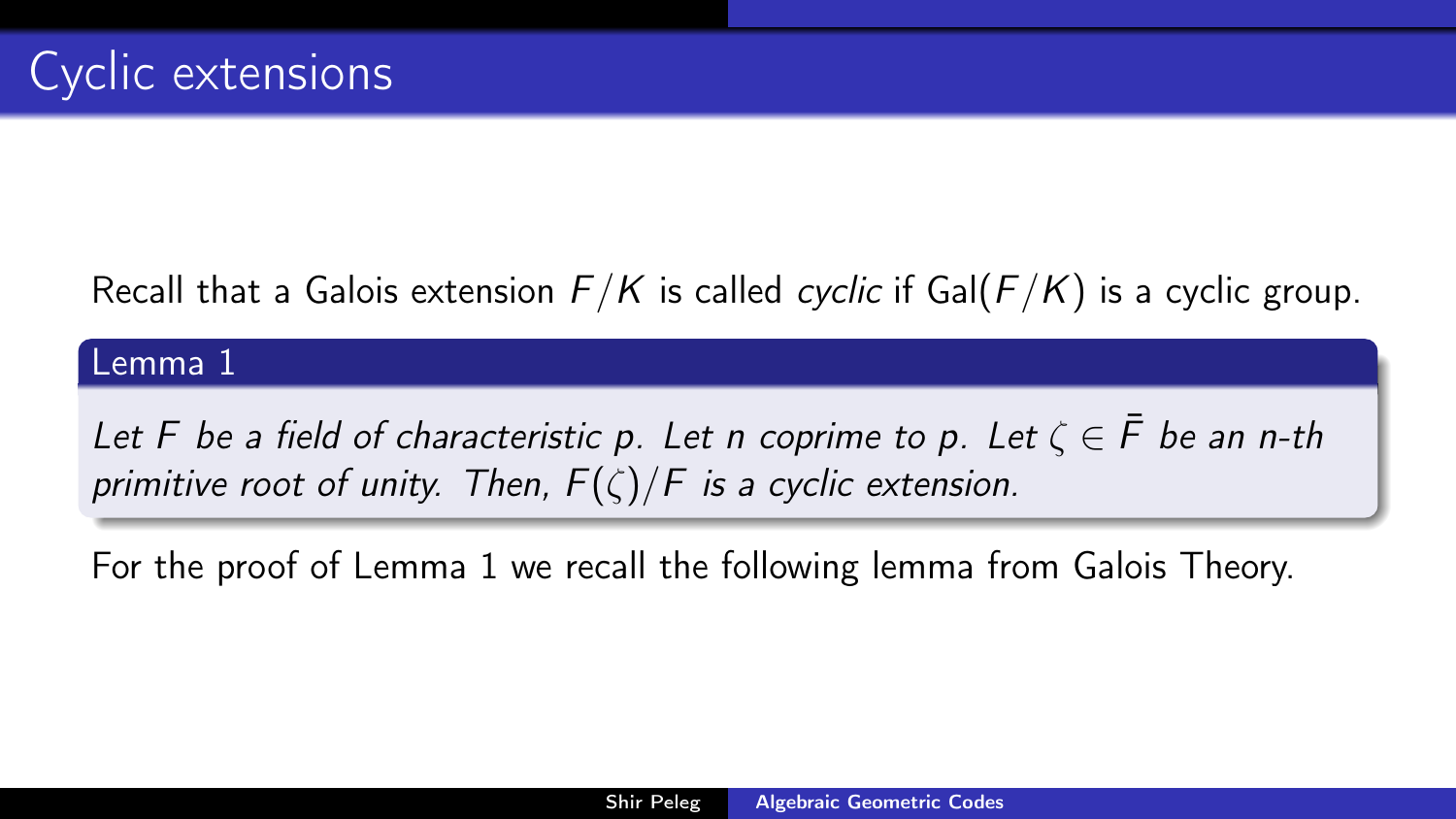# Cyclic extensions

Recall that a Galois extension $F/K$ is called *cyclic* if $\mathrm{Gal}(F/K)$ is a cyclic group.

**Lemma 1**

*Let $F$ be a field of characteristic $p$. Let $n$ coprime to $p$. Let $\zeta \in \bar{F}$ be an $n$-th primitive root of unity. Then, $F(\zeta)/F$ is a cyclic extension.*

For the proof of Lemma 1 we recall the following lemma from Galois Theory.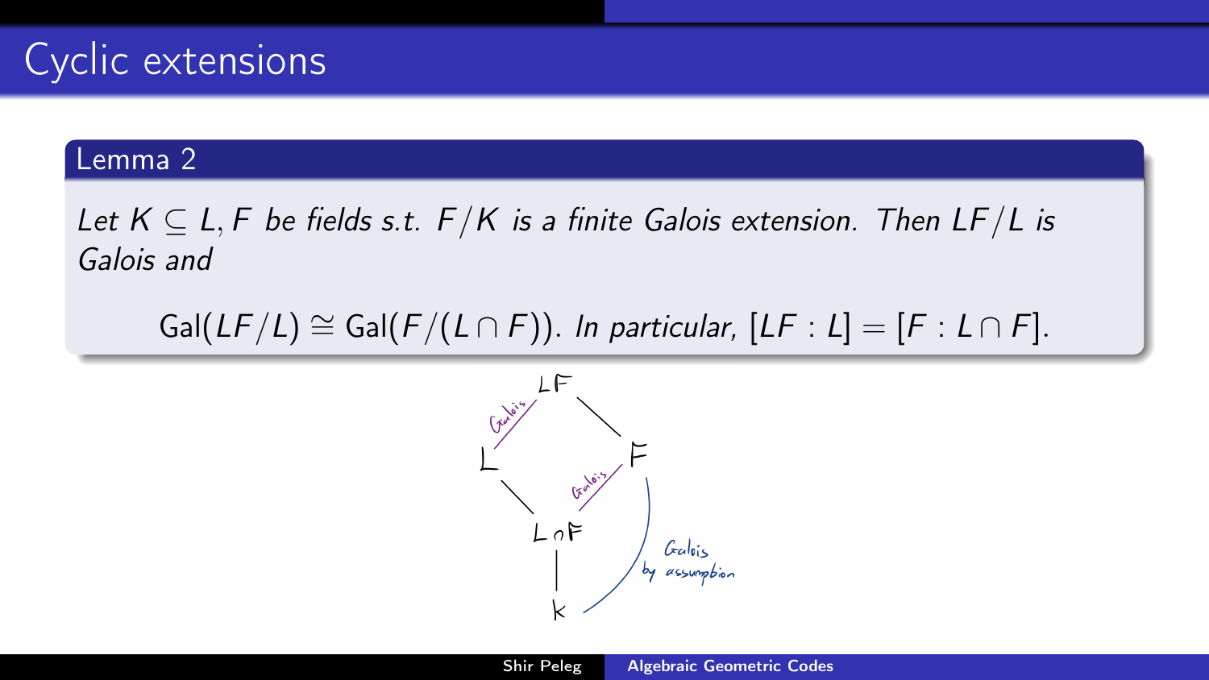# Cyclic extensions

## Lemma 2

*Let $K \subseteq L, F$ be fields s.t. $F/K$ is a finite Galois extension. Then $LF/L$ is Galois and*

$$\mathrm{Gal}(LF/L) \cong \mathrm{Gal}(F/(L \cap F)). \text{ In particular, } [LF : L] = [F : L \cap F].$$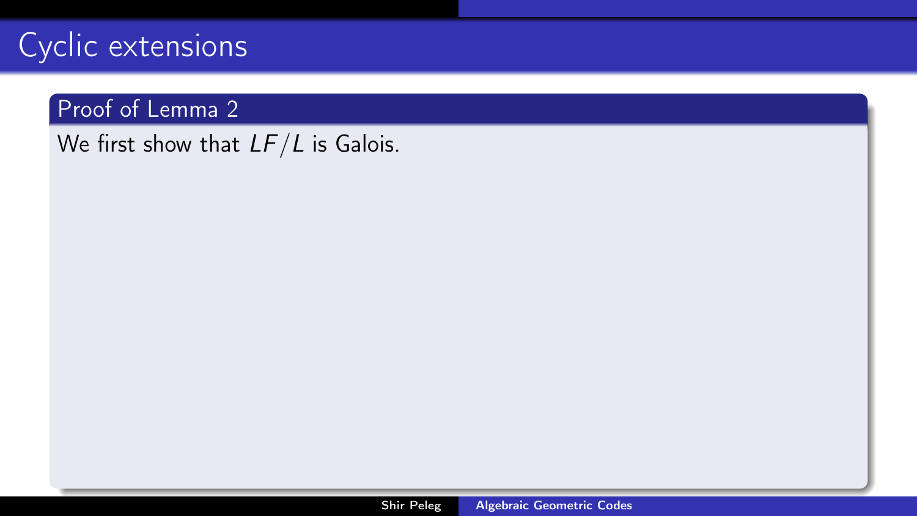# Cyclic extensions

### Proof of Lemma 2

We first show that $LF/L$ is Galois.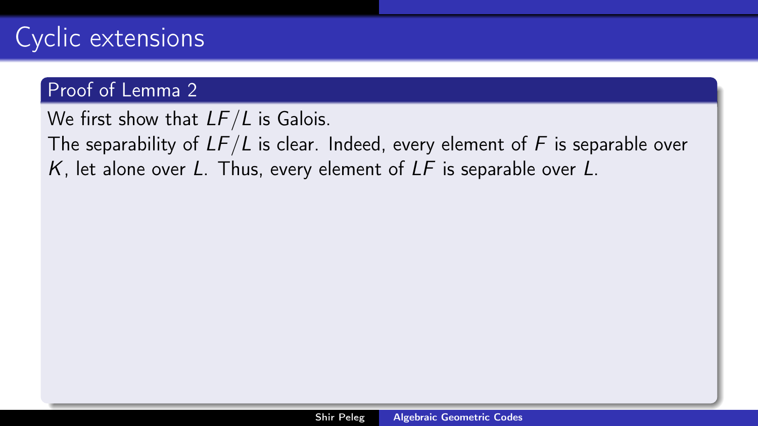# Cyclic extensions

## Proof of Lemma 2

We first show that $LF/L$ is Galois.

The separability of $LF/L$ is clear. Indeed, every element of $F$ is separable over $K$, let alone over $L$. Thus, every element of $LF$ is separable over $L$.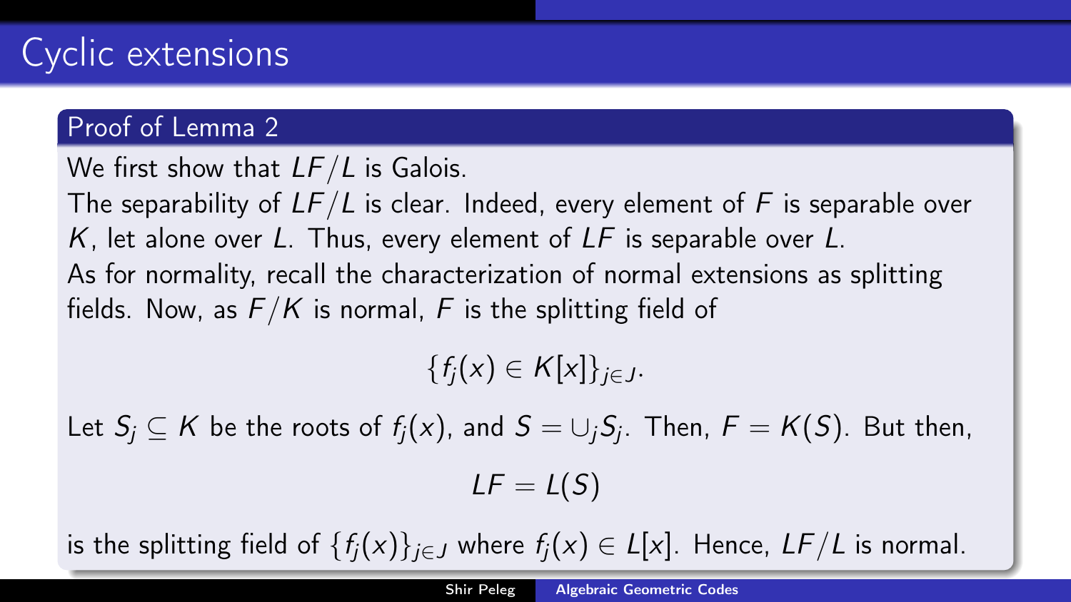# Cyclic extensions

## Proof of Lemma 2

We first show that $LF/L$ is Galois.

The separability of $LF/L$ is clear. Indeed, every element of $F$ is separable over $K$, let alone over $L$. Thus, every element of $LF$ is separable over $L$.

As for normality, recall the characterization of normal extensions as splitting fields. Now, as $F/K$ is normal, $F$ is the splitting field of

$$\{f_j(x) \in K[x]\}_{j \in J}.$$

Let $S_j \subseteq K$ be the roots of $f_j(x)$, and $S = \cup_j S_j$. Then, $F = K(S)$. But then,

$$LF = L(S)$$

is the splitting field of $\{f_j(x)\}_{j \in J}$ where $f_j(x) \in L[x]$. Hence, $LF/L$ is normal.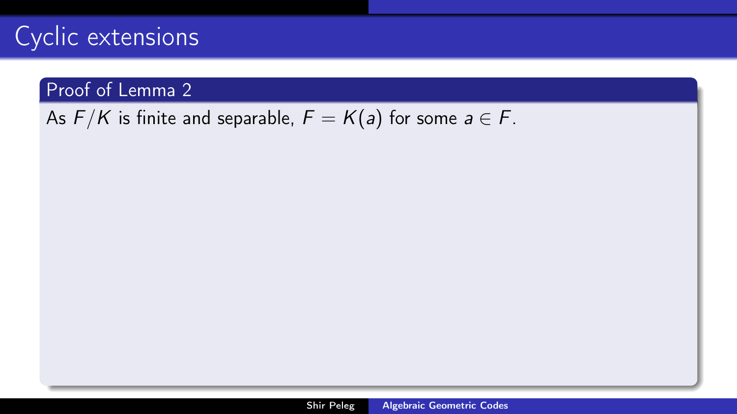# Cyclic extensions

## Proof of Lemma 2

As $F/K$ is finite and separable, $F = K(a)$ for some $a \in F$.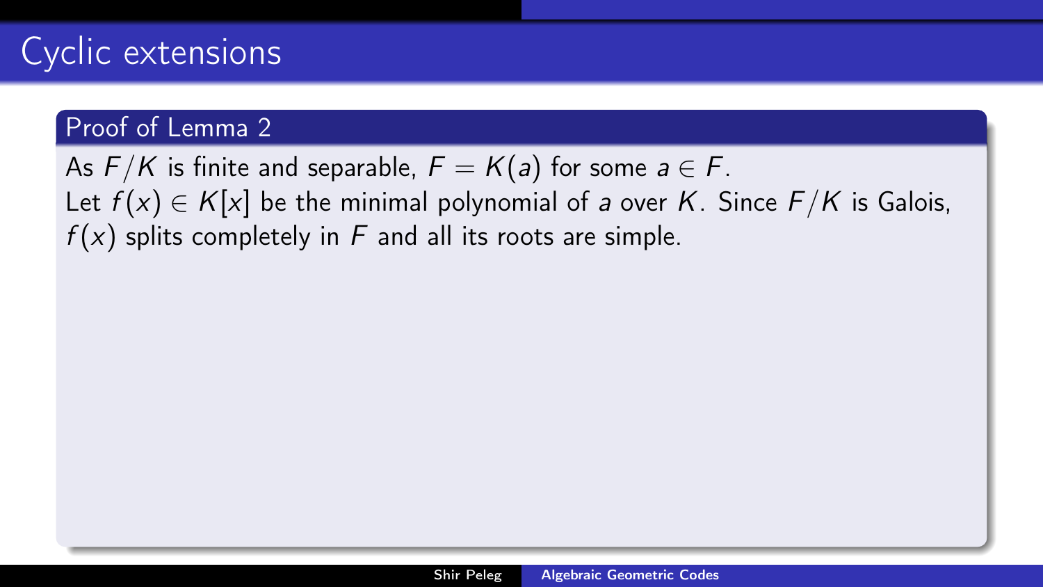# Cyclic extensions

## Proof of Lemma 2

As $F/K$ is finite and separable, $F = K(a)$ for some $a \in F$.
Let $f(x) \in K[x]$ be the minimal polynomial of $a$ over $K$. Since $F/K$ is Galois, $f(x)$ splits completely in $F$ and all its roots are simple.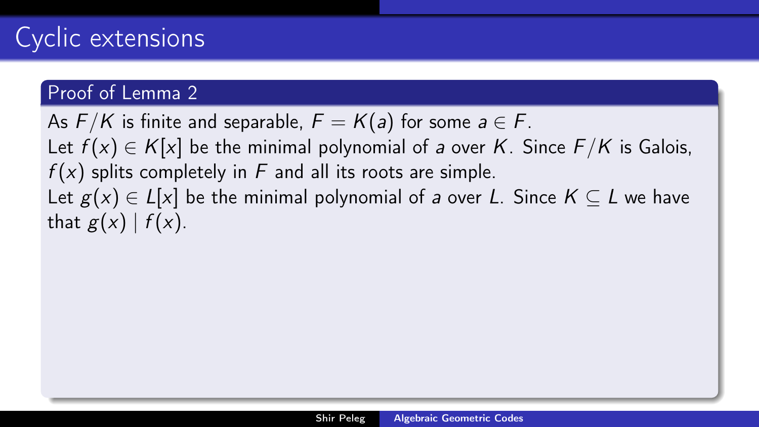# Cyclic extensions

## Proof of Lemma 2

As $F/K$ is finite and separable, $F = K(a)$ for some $a \in F$.
Let $f(x) \in K[x]$ be the minimal polynomial of $a$ over $K$. Since $F/K$ is Galois, $f(x)$ splits completely in $F$ and all its roots are simple.
Let $g(x) \in L[x]$ be the minimal polynomial of $a$ over $L$. Since $K \subseteq L$ we have that $g(x) \mid f(x)$.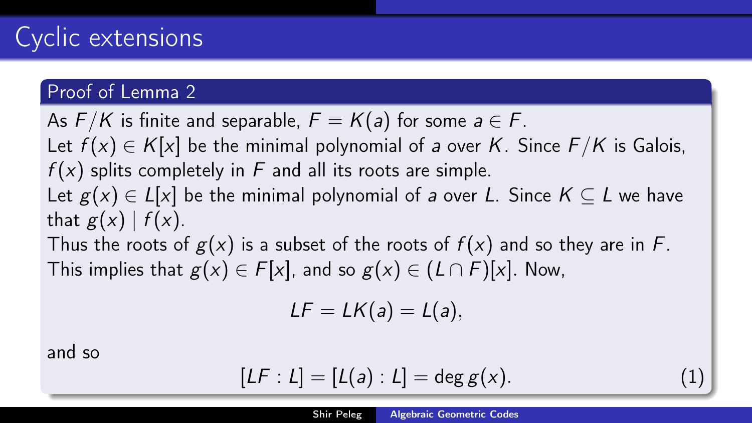# Cyclic extensions

### Proof of Lemma 2

As $F/K$ is finite and separable, $F = K(a)$ for some $a \in F$.
Let $f(x) \in K[x]$ be the minimal polynomial of $a$ over $K$. Since $F/K$ is Galois, $f(x)$ splits completely in $F$ and all its roots are simple.
Let $g(x) \in L[x]$ be the minimal polynomial of $a$ over $L$. Since $K \subseteq L$ we have that $g(x) \mid f(x)$.
Thus the roots of $g(x)$ is a subset of the roots of $f(x)$ and so they are in $F$. This implies that $g(x) \in F[x]$, and so $g(x) \in (L \cap F)[x]$. Now,

$$LF = LK(a) = L(a),$$

and so

$$[LF : L] = [L(a) : L] = \deg g(x). \tag{1}$$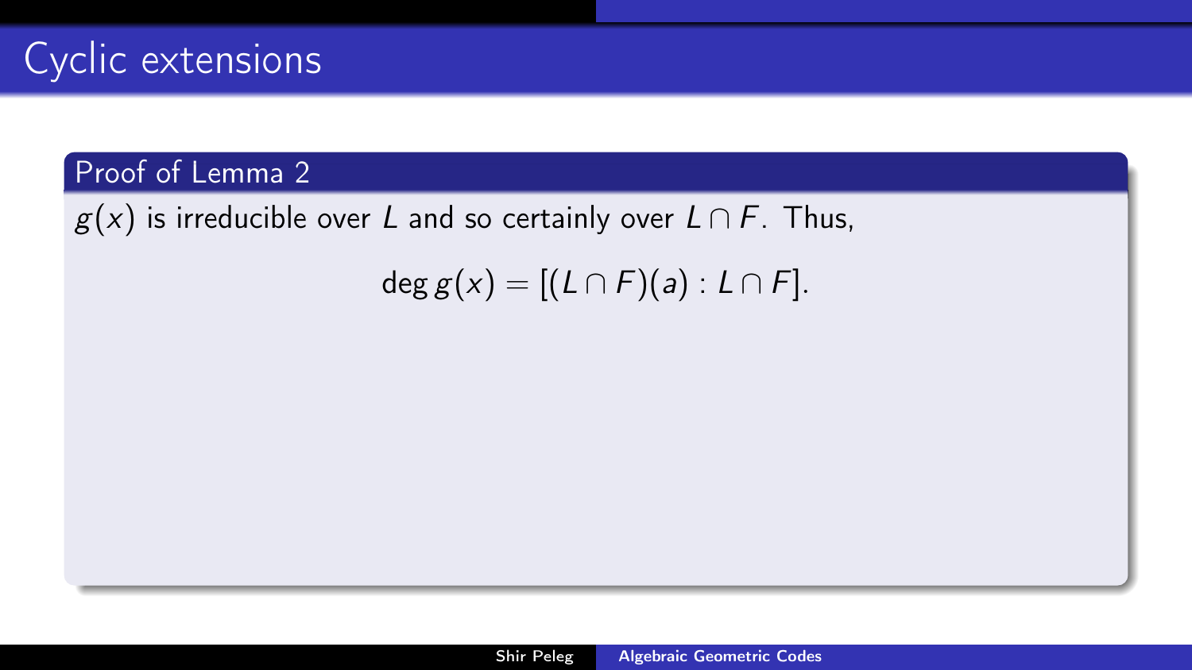## Cyclic extensions

### Proof of Lemma 2

$g(x)$ is irreducible over $L$ and so certainly over $L \cap F$. Thus,

$$\deg g(x) = [(L \cap F)(a) : L \cap F].$$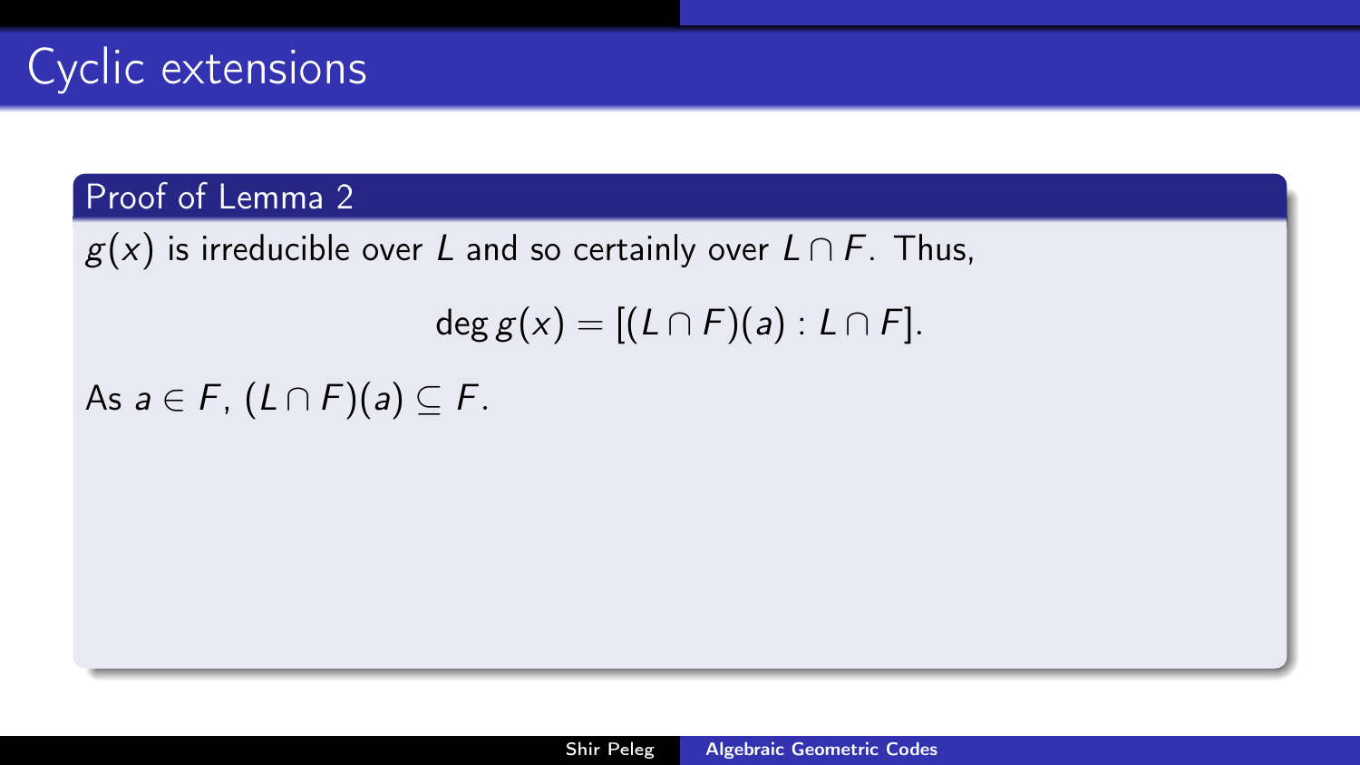# Cyclic extensions

## Proof of Lemma 2

$g(x)$ is irreducible over $L$ and so certainly over $L \cap F$. Thus,

$$\deg g(x) = [(L \cap F)(a) : L \cap F].$$

As $a \in F$, $(L \cap F)(a) \subseteq F$.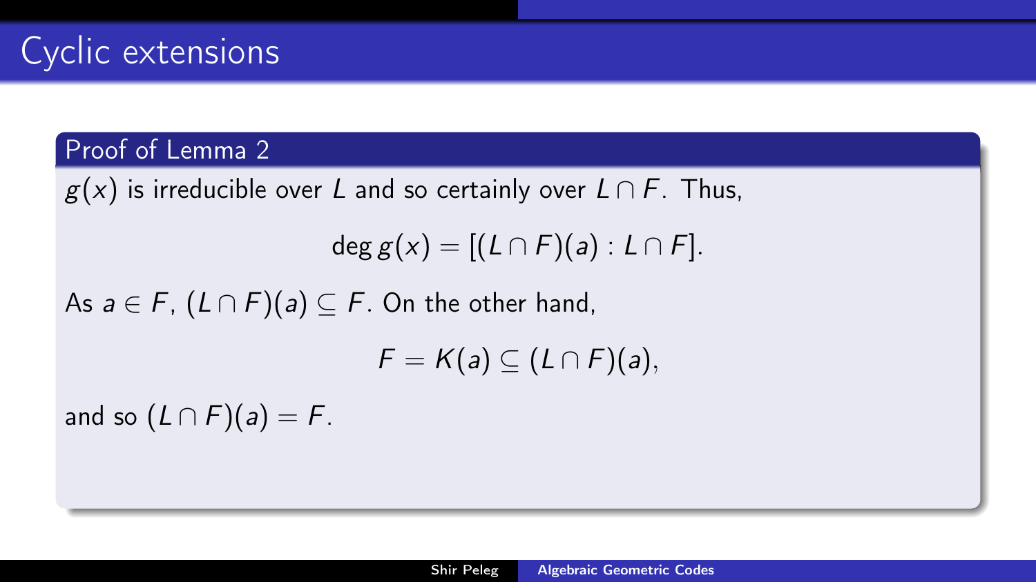# Cyclic extensions

## Proof of Lemma 2

$g(x)$ is irreducible over $L$ and so certainly over $L \cap F$. Thus,

$$\deg g(x) = [(L \cap F)(a) : L \cap F].$$

As $a \in F$, $(L \cap F)(a) \subseteq F$. On the other hand,

$$F = K(a) \subseteq (L \cap F)(a),$$

and so $(L \cap F)(a) = F$.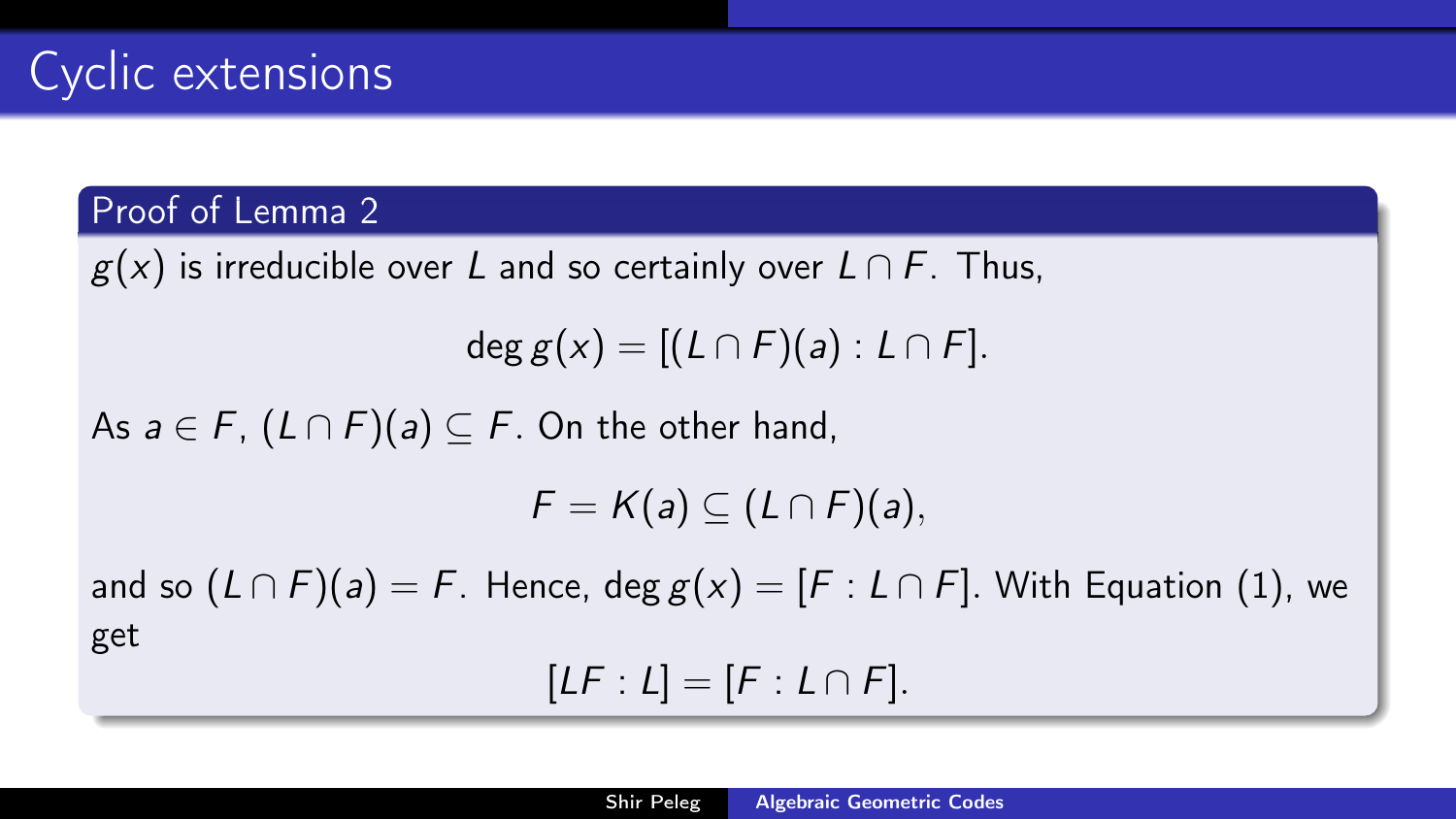# Cyclic extensions

### Proof of Lemma 2

$g(x)$ is irreducible over $L$ and so certainly over $L \cap F$. Thus,

$$\deg g(x) = [(L \cap F)(a) : L \cap F].$$

As $a \in F$, $(L \cap F)(a) \subseteq F$. On the other hand,

$$F = K(a) \subseteq (L \cap F)(a),$$

and so $(L \cap F)(a) = F$. Hence, $\deg g(x) = [F : L \cap F]$. With Equation (1), we get

$$[LF : L] = [F : L \cap F].$$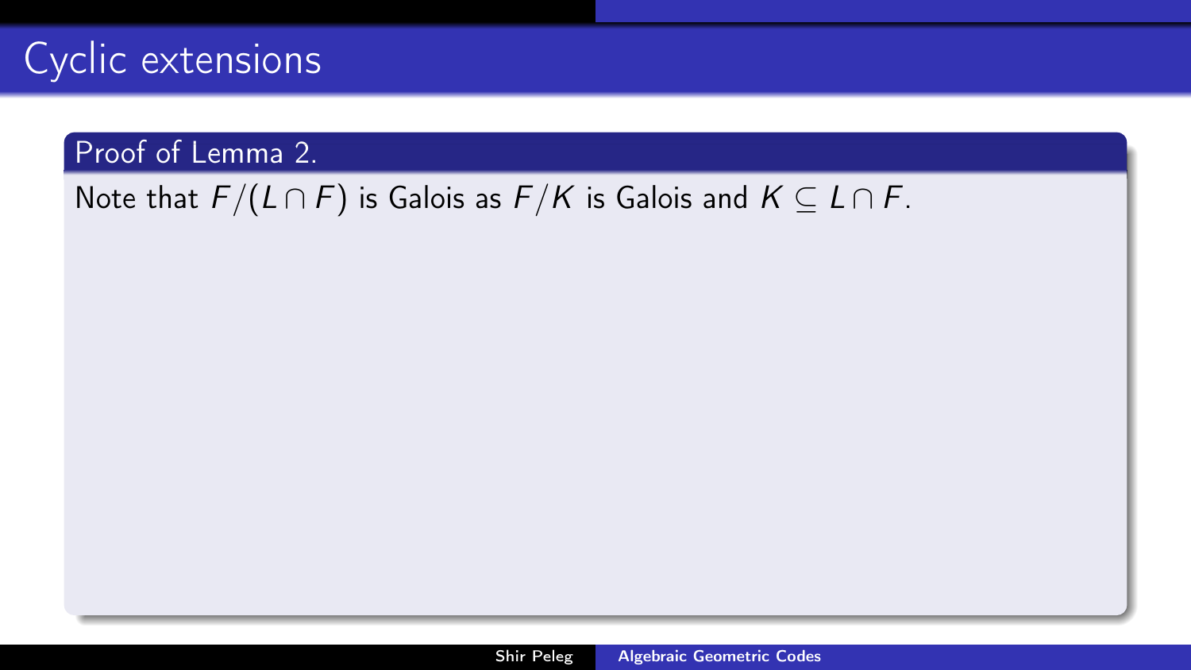# Cyclic extensions

**Proof of Lemma 2.**

Note that $F/(L \cap F)$ is Galois as $F/K$ is Galois and $K \subseteq L \cap F$.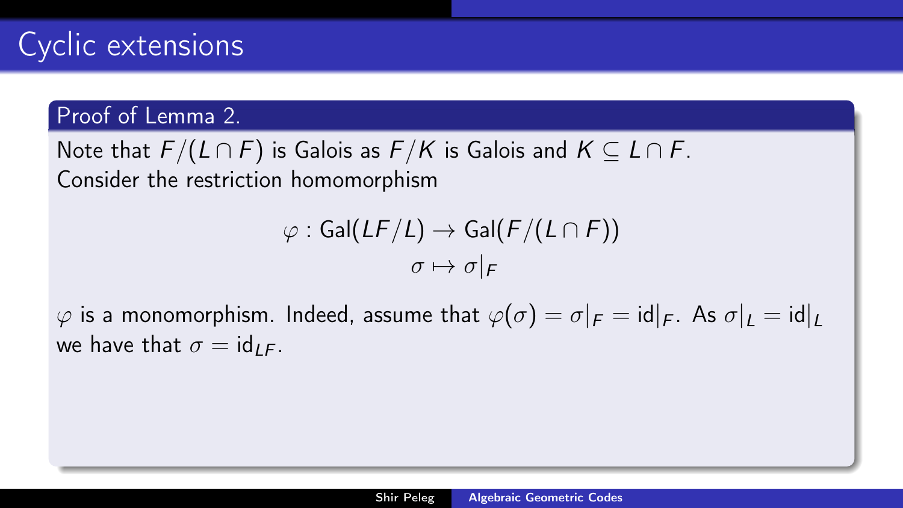# Cyclic extensions

## Proof of Lemma 2.

Note that $F/(L \cap F)$ is Galois as $F/K$ is Galois and $K \subseteq L \cap F$.
Consider the restriction homomorphism

$$\varphi : \mathrm{Gal}(LF/L) \to \mathrm{Gal}(F/(L \cap F))$$
$$\sigma \mapsto \sigma|_F$$

$\varphi$ is a monomorphism. Indeed, assume that $\varphi(\sigma) = \sigma|_F = \mathrm{id}|_F$. As $\sigma|_L = \mathrm{id}|_L$ we have that $\sigma = \mathrm{id}_{LF}$.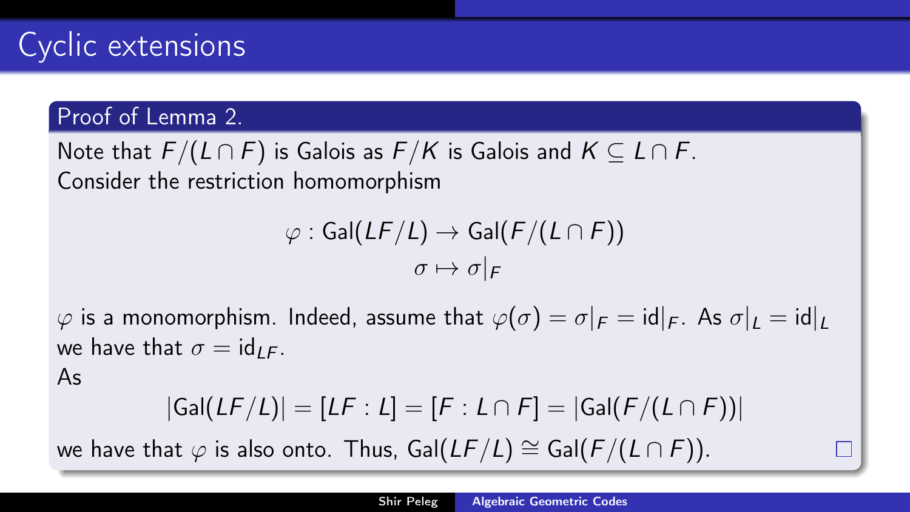# Cyclic extensions

### Proof of Lemma 2.

Note that $F/(L \cap F)$ is Galois as $F/K$ is Galois and $K \subseteq L \cap F$.
Consider the restriction homomorphism

$$\varphi : \mathrm{Gal}(LF/L) \to \mathrm{Gal}(F/(L \cap F))$$
$$\sigma \mapsto \sigma|_F$$

$\varphi$ is a monomorphism. Indeed, assume that $\varphi(\sigma) = \sigma|_F = \mathrm{id}|_F$. As $\sigma|_L = \mathrm{id}|_L$ we have that $\sigma = \mathrm{id}_{LF}$.
As

$$|\mathrm{Gal}(LF/L)| = [LF : L] = [F : L \cap F] = |\mathrm{Gal}(F/(L \cap F))|$$

we have that $\varphi$ is also onto. Thus, $\mathrm{Gal}(LF/L) \cong \mathrm{Gal}(F/(L \cap F))$. □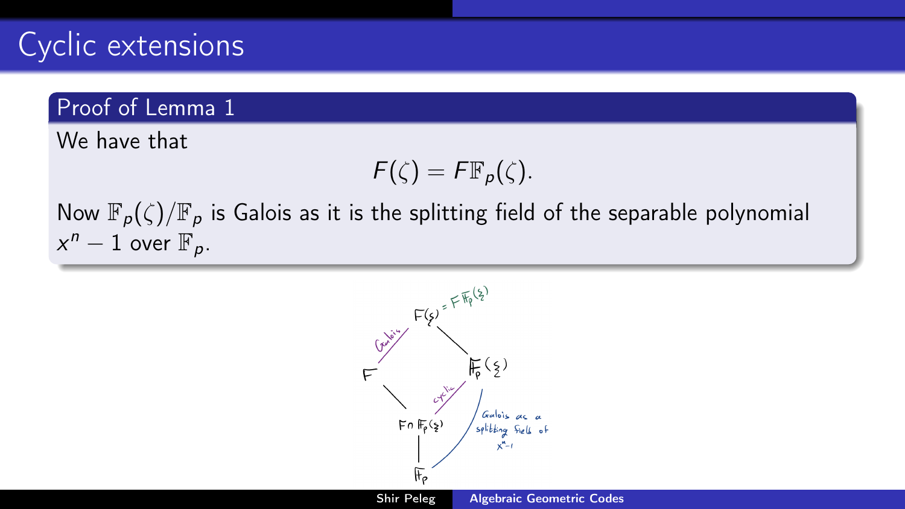# Cyclic extensions

## Proof of Lemma 1

We have that

$$F(\zeta) = F\mathbb{F}_p(\zeta).$$

Now $\mathbb{F}_p(\zeta)/\mathbb{F}_p$ is Galois as it is the splitting field of the separable polynomial $x^n - 1$ over $\mathbb{F}_p$.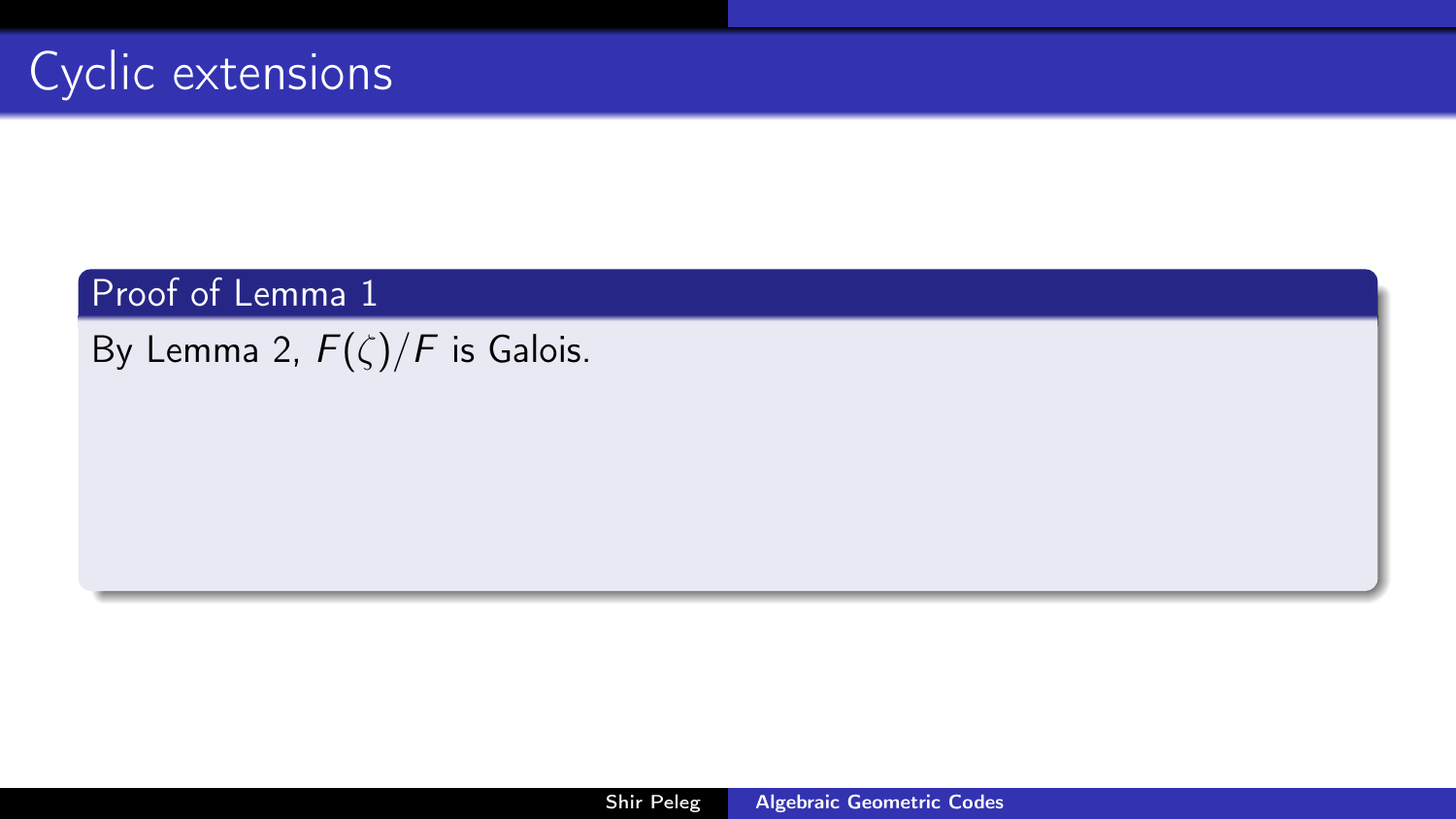# Cyclic extensions

### Proof of Lemma 1

By Lemma 2, $F(\zeta)/F$ is Galois.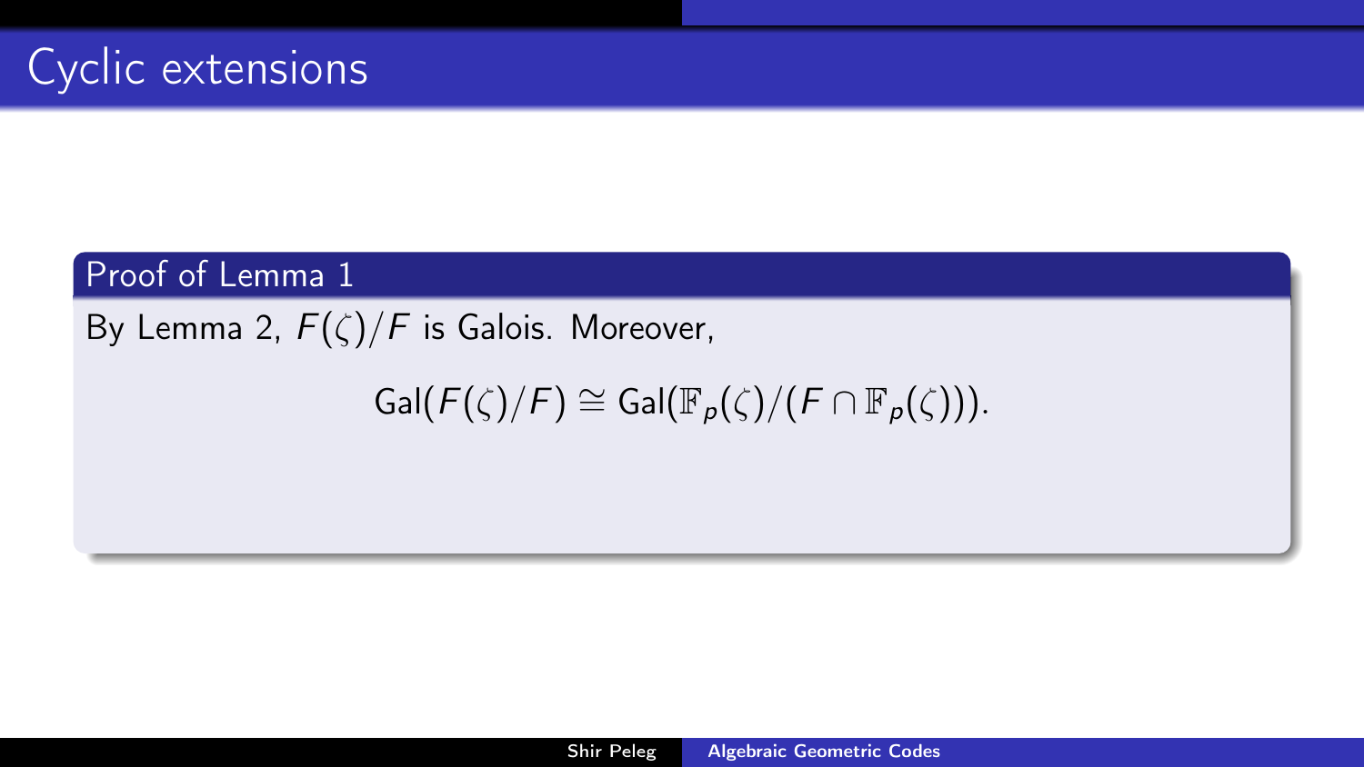# Cyclic extensions

### Proof of Lemma 1

By Lemma 2, $F(\zeta)/F$ is Galois. Moreover,

$$\mathrm{Gal}(F(\zeta)/F) \cong \mathrm{Gal}(\mathbb{F}_p(\zeta)/(F \cap \mathbb{F}_p(\zeta))).$$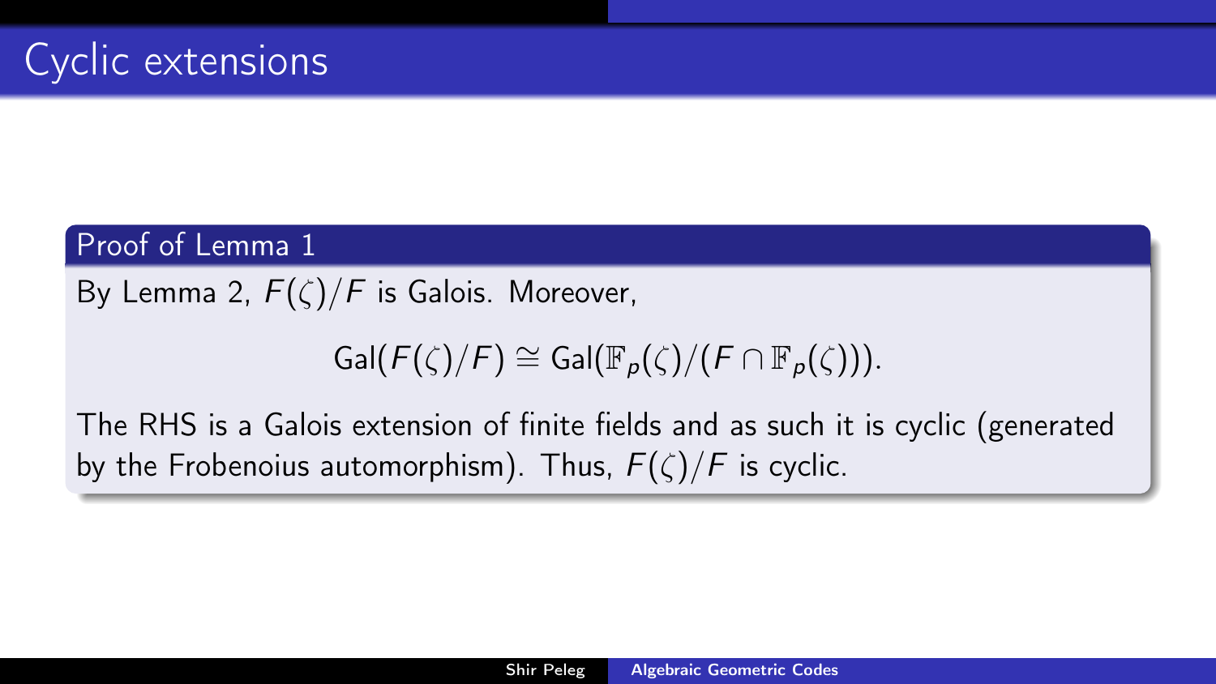# Cyclic extensions

### Proof of Lemma 1

By Lemma 2, $F(\zeta)/F$ is Galois. Moreover,

$$\mathrm{Gal}(F(\zeta)/F) \cong \mathrm{Gal}(\mathbb{F}_p(\zeta)/(F \cap \mathbb{F}_p(\zeta))).$$

The RHS is a Galois extension of finite fields and as such it is cyclic (generated by the Frobenoius automorphism). Thus, $F(\zeta)/F$ is cyclic.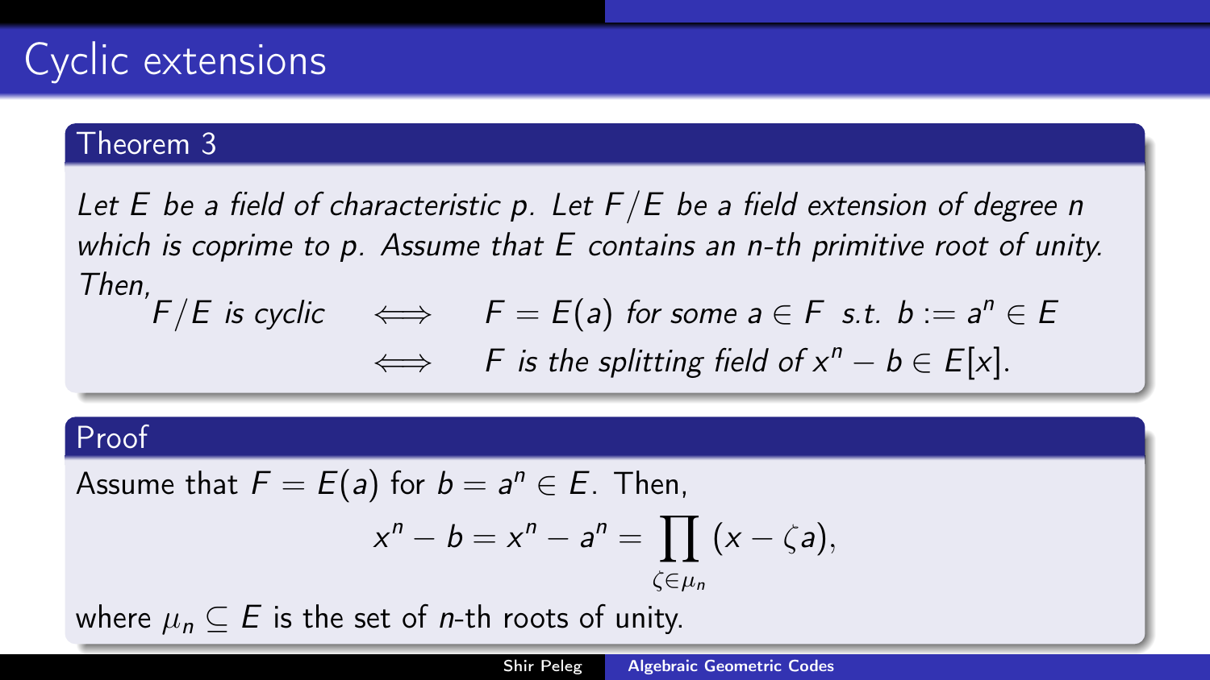# Cyclic extensions

### Theorem 3

*Let $E$ be a field of characteristic $p$. Let $F/E$ be a field extension of degree $n$ which is coprime to $p$. Assume that $E$ contains an $n$-th primitive root of unity. Then,*

$$
\begin{aligned}
F/E \text{ is cyclic} \quad &\iff \quad F = E(a) \text{ for some } a \in F \text{ s.t. } b := a^n \in E \\
&\iff \quad F \text{ is the splitting field of } x^n - b \in E[x].
\end{aligned}
$$

### Proof

Assume that $F = E(a)$ for $b = a^n \in E$. Then,

$$
x^n - b = x^n - a^n = \prod_{\zeta \in \mu_n} (x - \zeta a),
$$

where $\mu_n \subseteq E$ is the set of $n$-th roots of unity.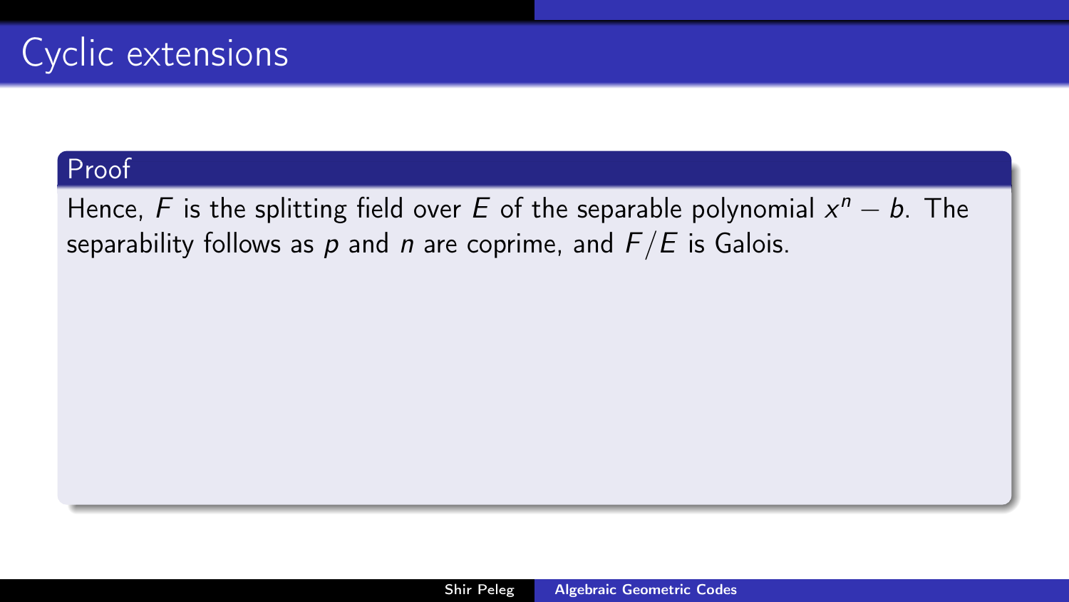# Cyclic extensions

### Proof

Hence, $F$ is the splitting field over $E$ of the separable polynomial $x^n - b$. The separability follows as $p$ and $n$ are coprime, and $F/E$ is Galois.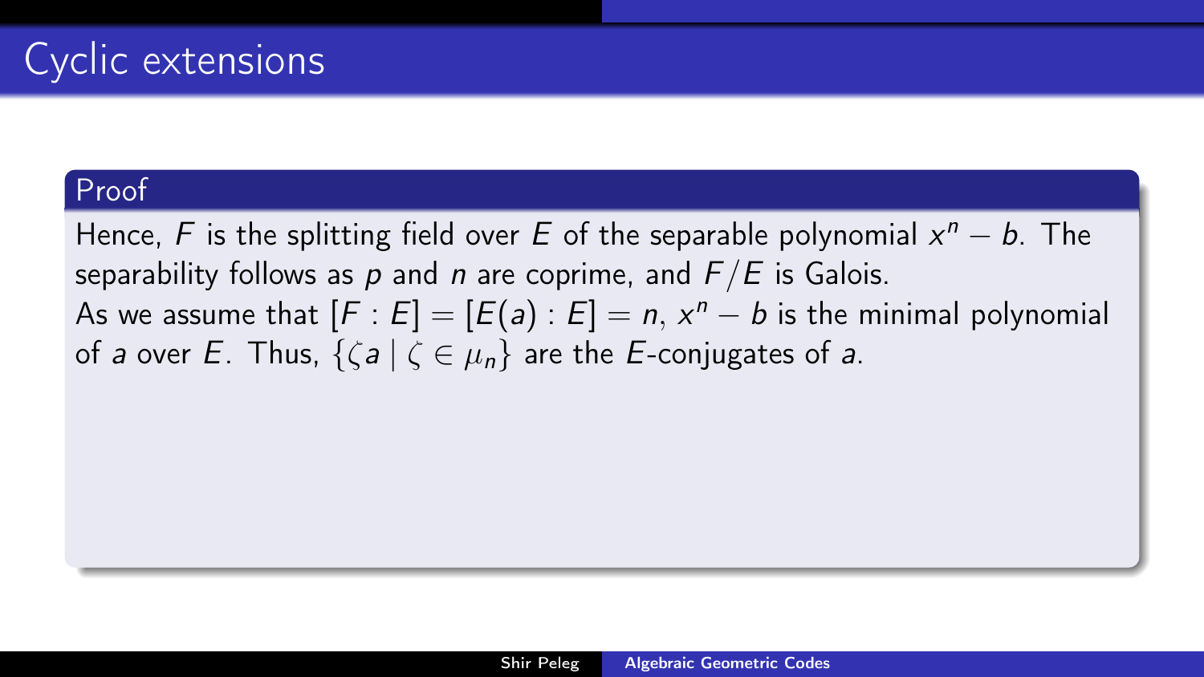# Cyclic extensions

**Proof**

Hence, $F$ is the splitting field over $E$ of the separable polynomial $x^n - b$. The separability follows as $p$ and $n$ are coprime, and $F/E$ is Galois.
As we assume that $[F : E] = [E(a) : E] = n$, $x^n - b$ is the minimal polynomial of $a$ over $E$. Thus, $\{\zeta a \mid \zeta \in \mu_n\}$ are the $E$-conjugates of $a$.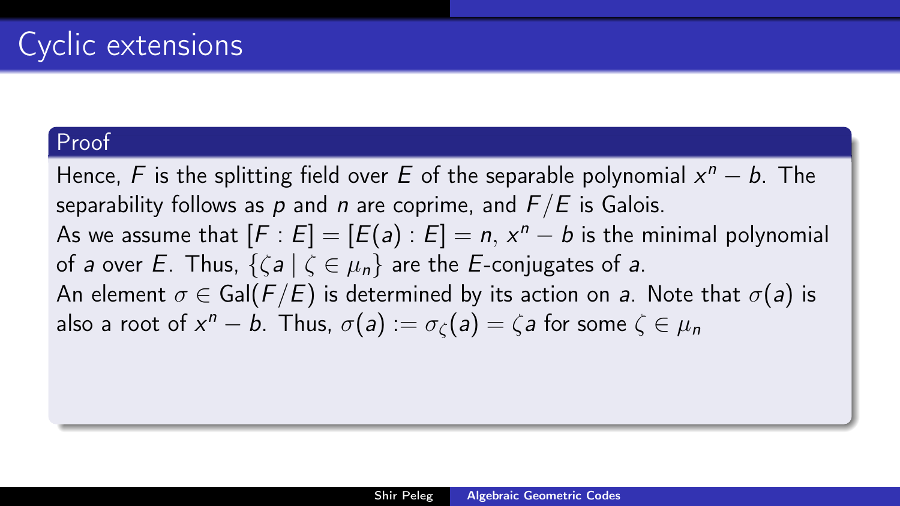# Cyclic extensions

### Proof

Hence, $F$ is the splitting field over $E$ of the separable polynomial $x^n - b$. The separability follows as $p$ and $n$ are coprime, and $F/E$ is Galois.
As we assume that $[F : E] = [E(a) : E] = n$, $x^n - b$ is the minimal polynomial of $a$ over $E$. Thus, $\{\zeta a \mid \zeta \in \mu_n\}$ are the $E$-conjugates of $a$.
An element $\sigma \in \mathrm{Gal}(F/E)$ is determined by its action on $a$. Note that $\sigma(a)$ is also a root of $x^n - b$. Thus, $\sigma(a) := \sigma_\zeta(a) = \zeta a$ for some $\zeta \in \mu_n$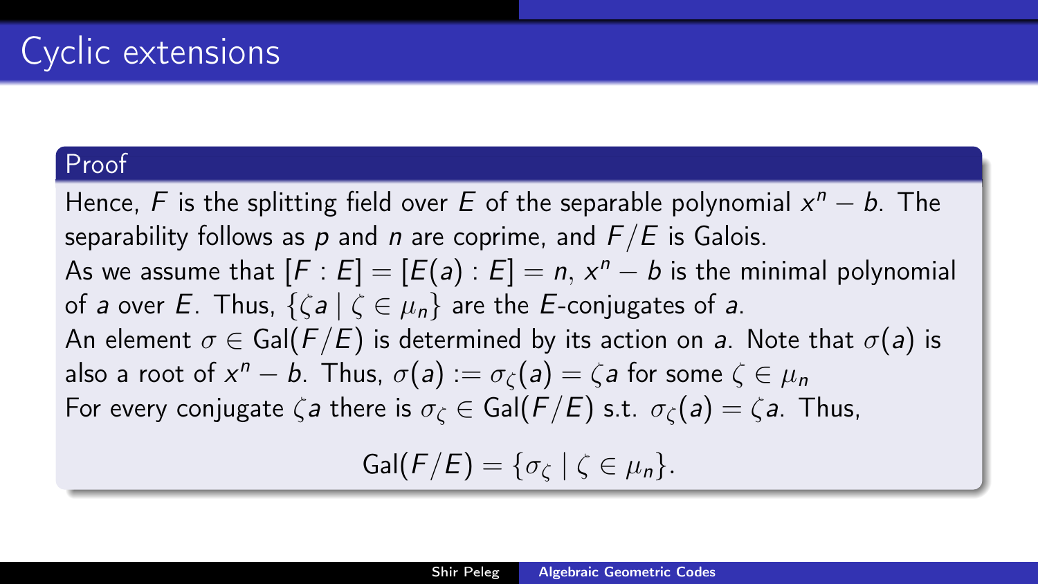## Cyclic extensions

### Proof

Hence, $F$ is the splitting field over $E$ of the separable polynomial $x^n - b$. The separability follows as $p$ and $n$ are coprime, and $F/E$ is Galois.
As we assume that $[F : E] = [E(a) : E] = n$, $x^n - b$ is the minimal polynomial of $a$ over $E$. Thus, $\{\zeta a \mid \zeta \in \mu_n\}$ are the $E$-conjugates of $a$.
An element $\sigma \in \mathrm{Gal}(F/E)$ is determined by its action on $a$. Note that $\sigma(a)$ is also a root of $x^n - b$. Thus, $\sigma(a) := \sigma_\zeta(a) = \zeta a$ for some $\zeta \in \mu_n$
For every conjugate $\zeta a$ there is $\sigma_\zeta \in \mathrm{Gal}(F/E)$ s.t. $\sigma_\zeta(a) = \zeta a$. Thus,

$$\mathrm{Gal}(F/E) = \{\sigma_\zeta \mid \zeta \in \mu_n\}.$$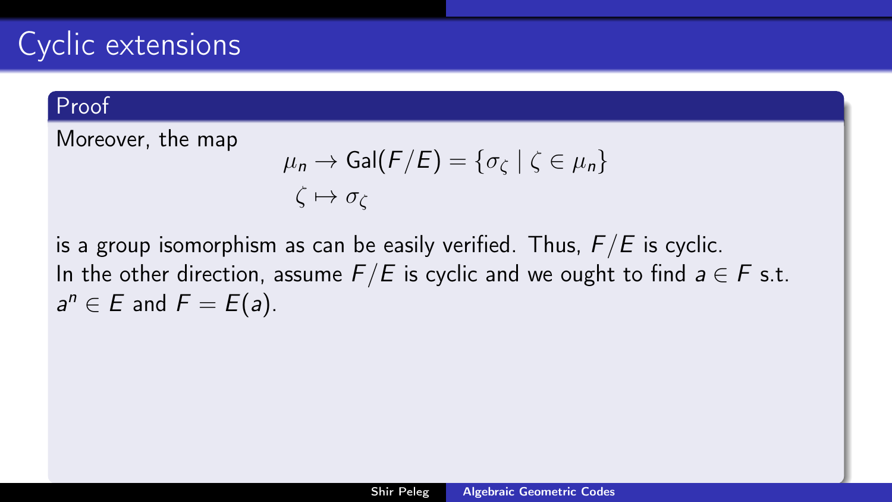# Cyclic extensions

## Proof

Moreover, the map

$$\begin{aligned} \mu_n &\to \mathsf{Gal}(F/E) = \{\sigma_\zeta \mid \zeta \in \mu_n\} \\ \zeta &\mapsto \sigma_\zeta \end{aligned}$$

is a group isomorphism as can be easily verified. Thus, $F/E$ is cyclic.
In the other direction, assume $F/E$ is cyclic and we ought to find $a \in F$ s.t. $a^n \in E$ and $F = E(a)$.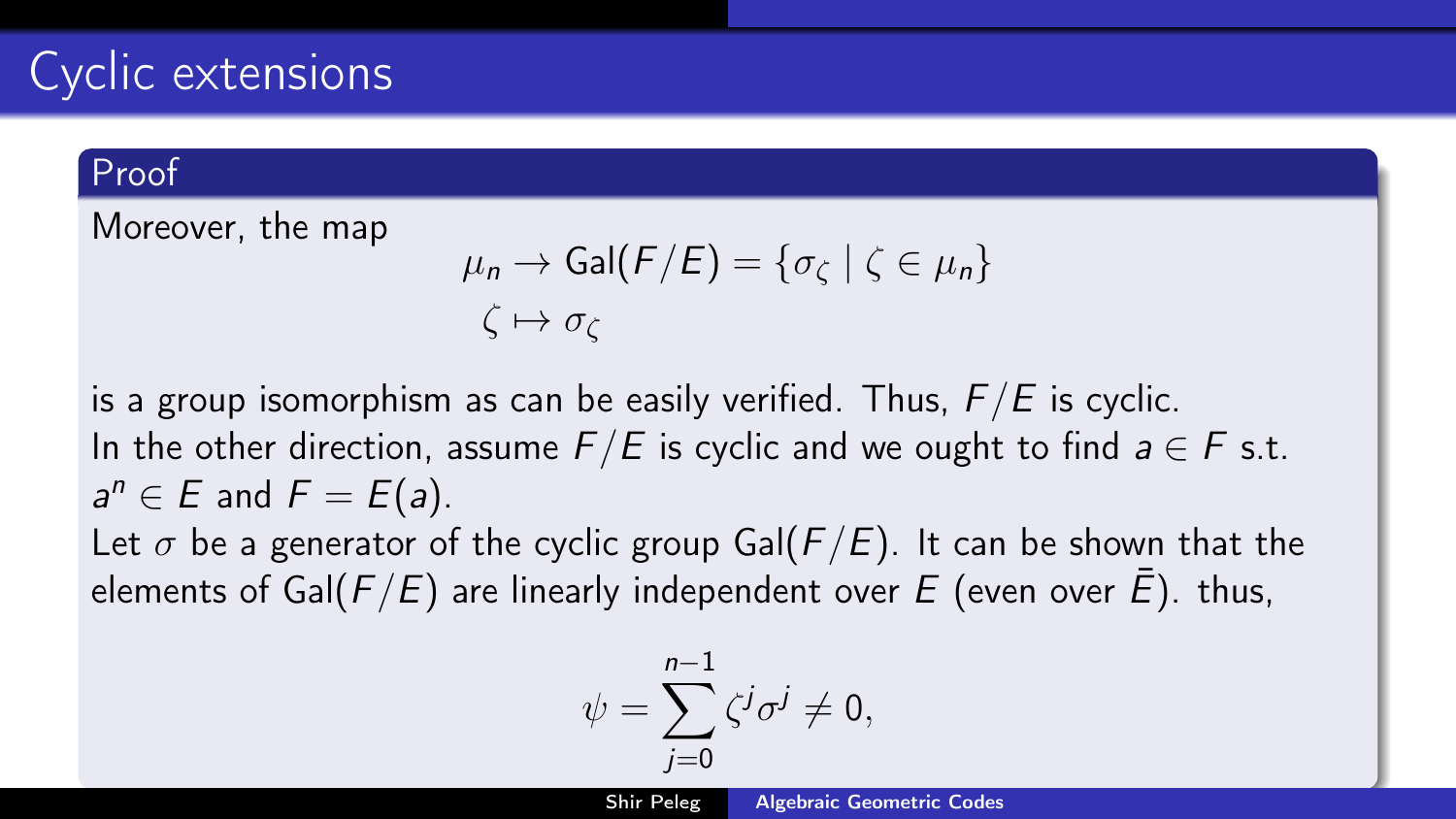## Cyclic extensions

### Proof

Moreover, the map

$$\mu_n \to \mathrm{Gal}(F/E) = \{\sigma_\zeta \mid \zeta \in \mu_n\}$$
$$\zeta \mapsto \sigma_\zeta$$

is a group isomorphism as can be easily verified. Thus, $F/E$ is cyclic.
In the other direction, assume $F/E$ is cyclic and we ought to find $a \in F$ s.t. $a^n \in E$ and $F = E(a)$.
Let $\sigma$ be a generator of the cyclic group $\mathrm{Gal}(F/E)$. It can be shown that the elements of $\mathrm{Gal}(F/E)$ are linearly independent over $E$ (even over $\bar{E}$). thus,

$$\psi = \sum_{j=0}^{n-1} \zeta^j \sigma^j \neq 0,$$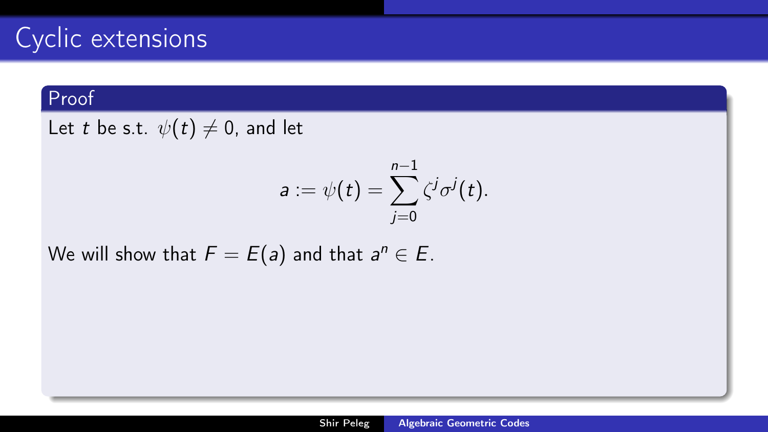# Cyclic extensions

**Proof**

Let $t$ be s.t. $\psi(t) \neq 0$, and let

$$a := \psi(t) = \sum_{j=0}^{n-1} \zeta^j \sigma^j(t).$$

We will show that $F = E(a)$ and that $a^n \in E$.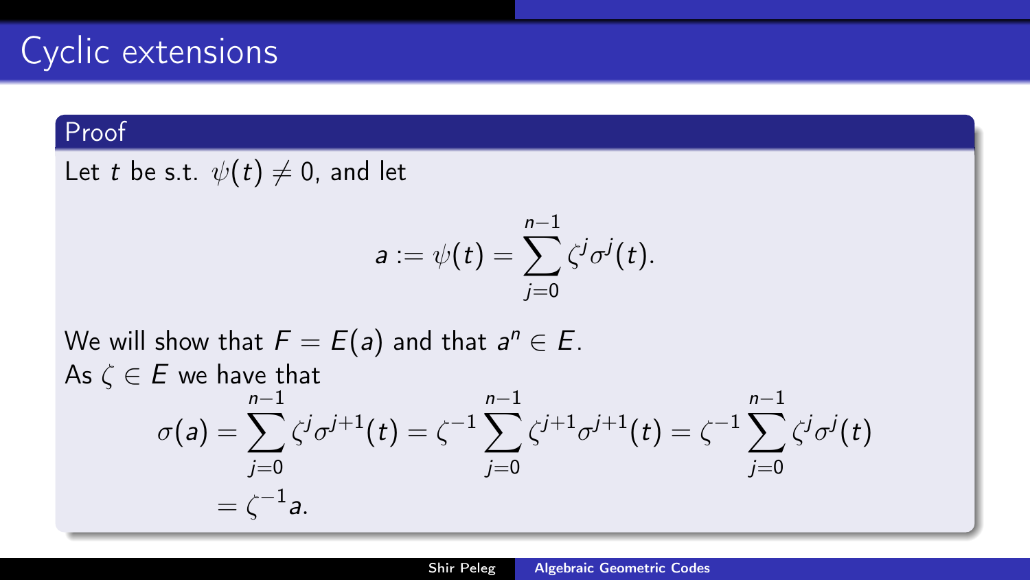# Cyclic extensions

**Proof**

Let $t$ be s.t. $\psi(t) \neq 0$, and let

$$a := \psi(t) = \sum_{j=0}^{n-1} \zeta^j \sigma^j(t).$$

We will show that $F = E(a)$ and that $a^n \in E$.

As $\zeta \in E$ we have that

$$\sigma(a) = \sum_{j=0}^{n-1} \zeta^j \sigma^{j+1}(t) = \zeta^{-1} \sum_{j=0}^{n-1} \zeta^{j+1} \sigma^{j+1}(t) = \zeta^{-1} \sum_{j=0}^{n-1} \zeta^j \sigma^j(t)$$

$$= \zeta^{-1} a.$$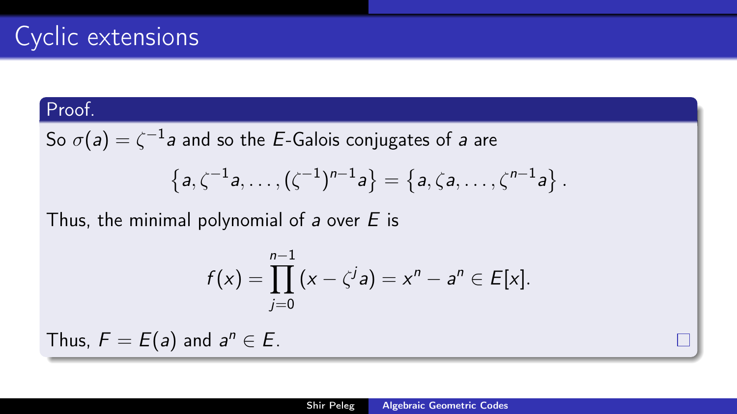# Cyclic extensions

**Proof.**

So $\sigma(a) = \zeta^{-1}a$ and so the $E$-Galois conjugates of $a$ are

$$\left\{a, \zeta^{-1}a, \ldots, (\zeta^{-1})^{n-1}a\right\} = \left\{a, \zeta a, \ldots, \zeta^{n-1}a\right\}.$$

Thus, the minimal polynomial of $a$ over $E$ is

$$f(x) = \prod_{j=0}^{n-1}(x - \zeta^j a) = x^n - a^n \in E[x].$$

Thus, $F = E(a)$ and $a^n \in E$. □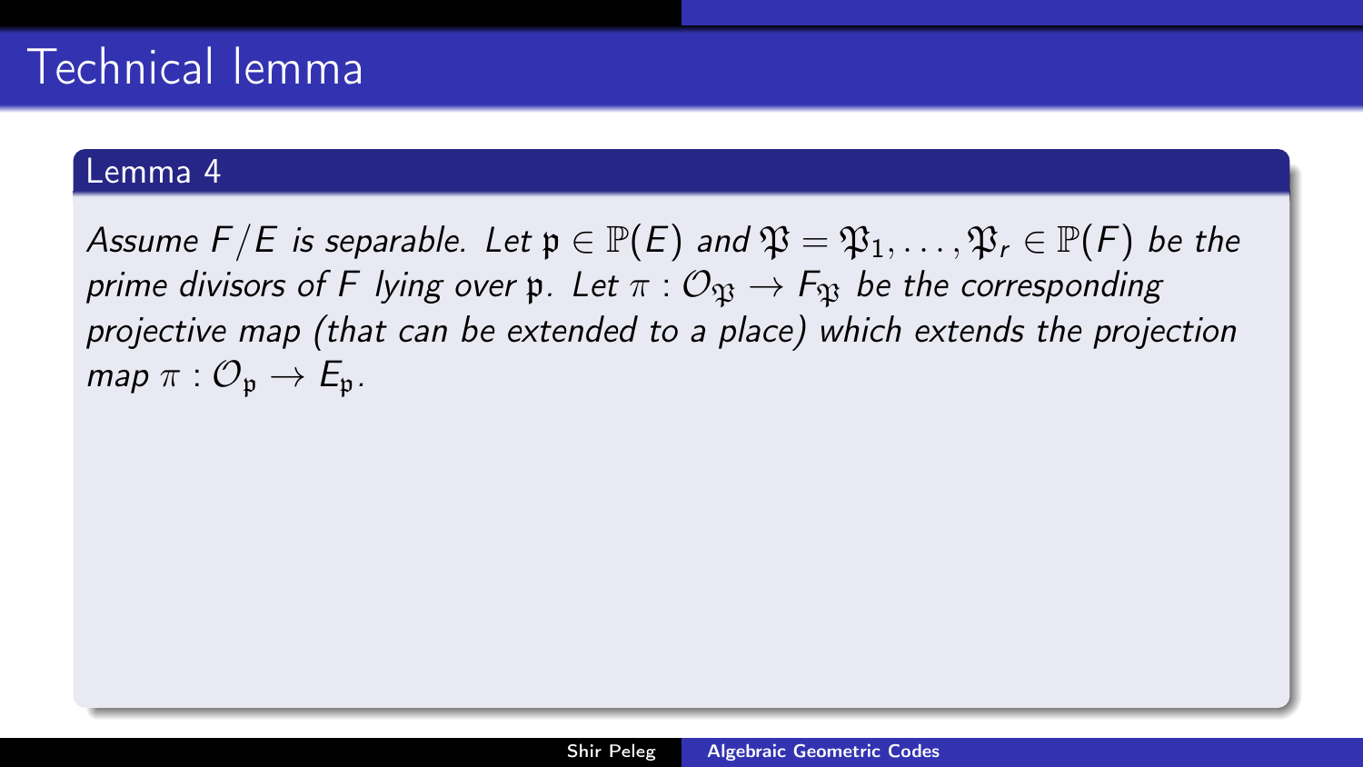# Technical lemma

**Lemma 4**

*Assume $F/E$ is separable. Let $\mathfrak{p} \in \mathbb{P}(E)$ and $\mathfrak{P} = \mathfrak{P}_1, \ldots, \mathfrak{P}_r \in \mathbb{P}(F)$ be the prime divisors of $F$ lying over $\mathfrak{p}$. Let $\pi : \mathcal{O}_{\mathfrak{P}} \to F_{\mathfrak{P}}$ be the corresponding projective map (that can be extended to a place) which extends the projection map $\pi : \mathcal{O}_{\mathfrak{p}} \to E_{\mathfrak{p}}$.*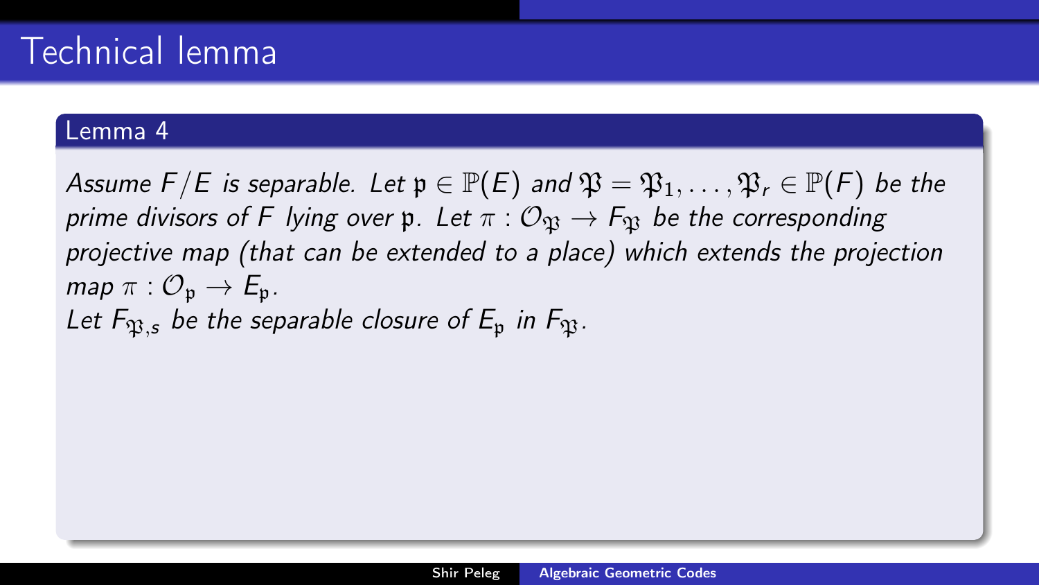# Technical lemma

### Lemma 4

*Assume $F/E$ is separable. Let $\mathfrak{p} \in \mathbb{P}(E)$ and $\mathfrak{P} = \mathfrak{P}_1, \ldots, \mathfrak{P}_r \in \mathbb{P}(F)$ be the prime divisors of $F$ lying over $\mathfrak{p}$. Let $\pi : \mathcal{O}_{\mathfrak{P}} \to F_{\mathfrak{P}}$ be the corresponding projective map (that can be extended to a place) which extends the projection map $\pi : \mathcal{O}_{\mathfrak{p}} \to E_{\mathfrak{p}}$.*

*Let $F_{\mathfrak{P},s}$ be the separable closure of $E_{\mathfrak{p}}$ in $F_{\mathfrak{P}}$.*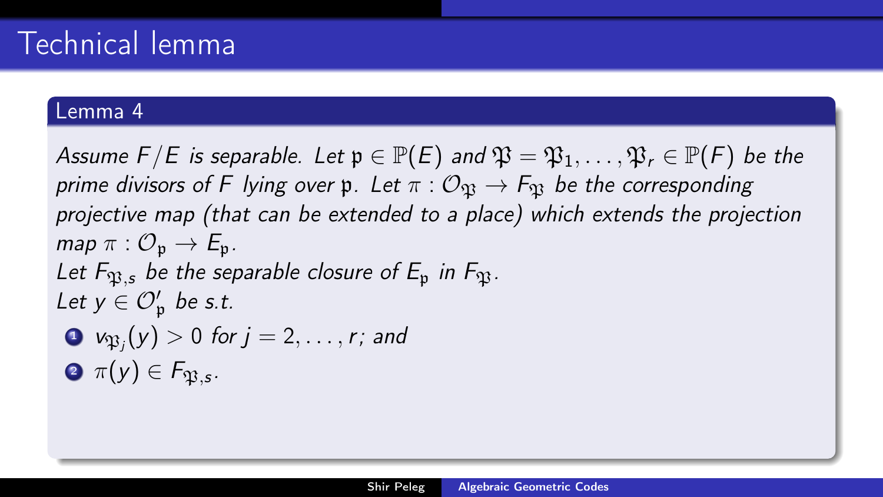# Technical lemma

**Lemma 4**

*Assume $F/E$ is separable. Let $\mathfrak{p} \in \mathbb{P}(E)$ and $\mathfrak{P} = \mathfrak{P}_1, \ldots, \mathfrak{P}_r \in \mathbb{P}(F)$ be the prime divisors of $F$ lying over $\mathfrak{p}$. Let $\pi : \mathcal{O}_{\mathfrak{P}} \to F_{\mathfrak{P}}$ be the corresponding projective map (that can be extended to a place) which extends the projection map $\pi : \mathcal{O}_{\mathfrak{p}} \to E_{\mathfrak{p}}$.*
*Let $F_{\mathfrak{P},s}$ be the separable closure of $E_{\mathfrak{p}}$ in $F_{\mathfrak{P}}$.*
*Let $y \in \mathcal{O}'_{\mathfrak{p}}$ be s.t.*

1. *$v_{\mathfrak{P}_j}(y) > 0$ for $j = 2, \ldots, r$; and*
2. *$\pi(y) \in F_{\mathfrak{P},s}$.*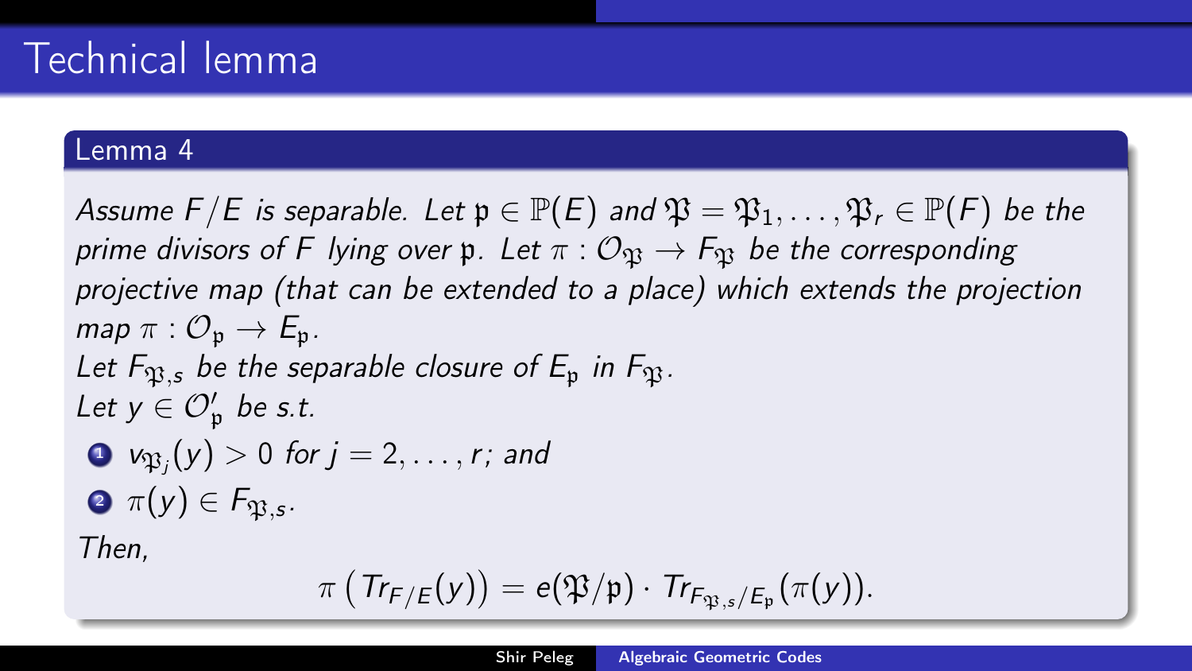# Technical lemma

**Lemma 4**

*Assume $F/E$ is separable. Let $\mathfrak{p} \in \mathbb{P}(E)$ and $\mathfrak{P} = \mathfrak{P}_1, \ldots, \mathfrak{P}_r \in \mathbb{P}(F)$ be the prime divisors of $F$ lying over $\mathfrak{p}$. Let $\pi : \mathcal{O}_{\mathfrak{P}} \to F_{\mathfrak{P}}$ be the corresponding projective map (that can be extended to a place) which extends the projection map $\pi : \mathcal{O}_{\mathfrak{p}} \to E_{\mathfrak{p}}$.*

*Let $F_{\mathfrak{P},s}$ be the separable closure of $E_{\mathfrak{p}}$ in $F_{\mathfrak{P}}$.*

*Let $y \in \mathcal{O}'_{\mathfrak{p}}$ be s.t.*

1. $v_{\mathfrak{P}_j}(y) > 0$ *for* $j = 2, \ldots, r$*; and*
2. $\pi(y) \in F_{\mathfrak{P},s}$.

*Then,*

$$\pi\left(Tr_{F/E}(y)\right) = e(\mathfrak{P}/\mathfrak{p}) \cdot Tr_{F_{\mathfrak{P},s}/E_{\mathfrak{p}}}(\pi(y)).$$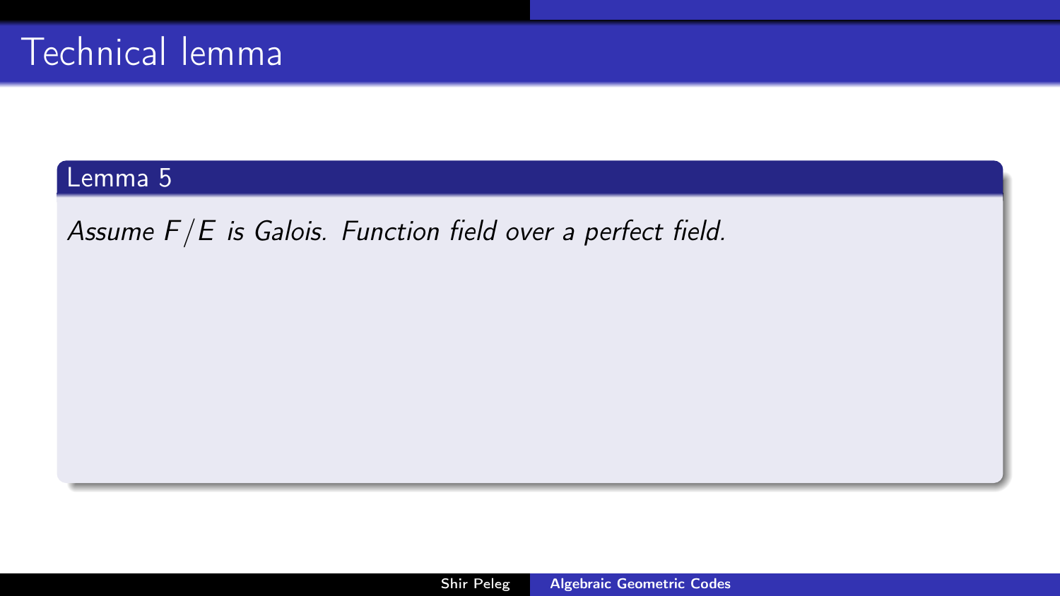# Technical lemma

**Lemma 5**

*Assume $F/E$ is Galois. Function field over a perfect field.*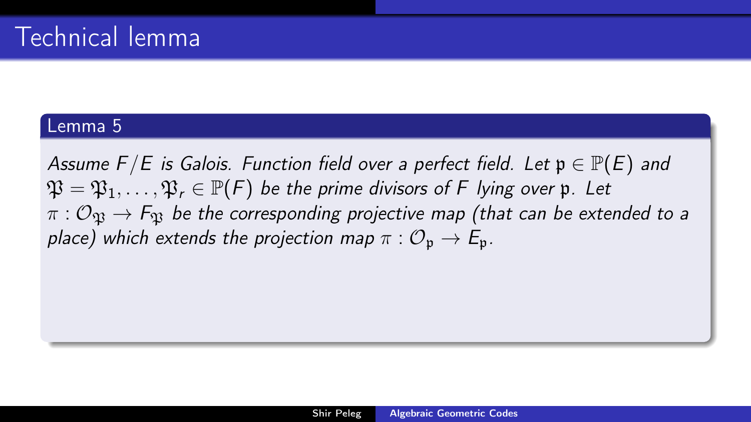# Technical lemma

**Lemma 5**

*Assume $F/E$ is Galois. Function field over a perfect field. Let $\mathfrak{p} \in \mathbb{P}(E)$ and $\mathfrak{P} = \mathfrak{P}_1, \ldots, \mathfrak{P}_r \in \mathbb{P}(F)$ be the prime divisors of $F$ lying over $\mathfrak{p}$. Let $\pi : \mathcal{O}_{\mathfrak{P}} \to F_{\mathfrak{P}}$ be the corresponding projective map (that can be extended to a place) which extends the projection map $\pi : \mathcal{O}_{\mathfrak{p}} \to E_{\mathfrak{p}}$.*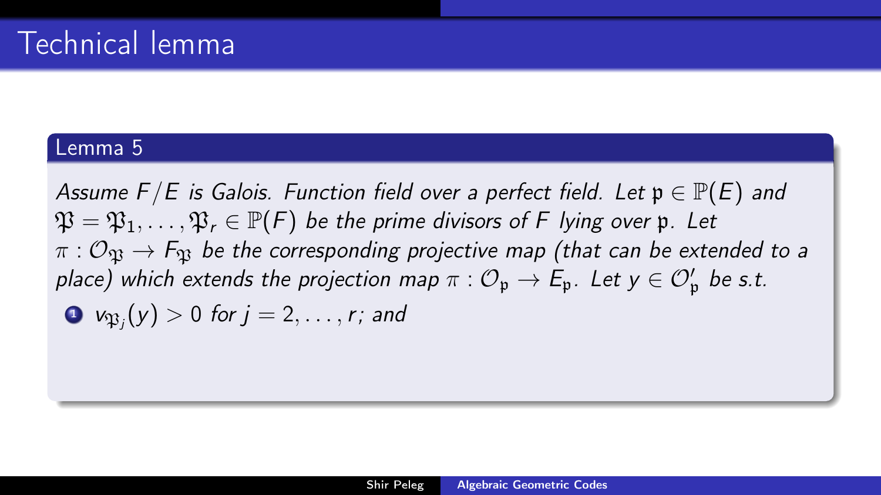# Technical lemma

**Lemma 5**

*Assume $F/E$ is Galois. Function field over a perfect field. Let $\mathfrak{p} \in \mathbb{P}(E)$ and $\mathfrak{P} = \mathfrak{P}_1, \ldots, \mathfrak{P}_r \in \mathbb{P}(F)$ be the prime divisors of $F$ lying over $\mathfrak{p}$. Let $\pi : \mathcal{O}_{\mathfrak{P}} \to F_{\mathfrak{P}}$ be the corresponding projective map (that can be extended to a place) which extends the projection map $\pi : \mathcal{O}_{\mathfrak{p}} \to E_{\mathfrak{p}}$. Let $y \in \mathcal{O}'_{\mathfrak{p}}$ be s.t.*

1. $v_{\mathfrak{P}_j}(y) > 0$ *for* $j = 2, \ldots, r$*; and*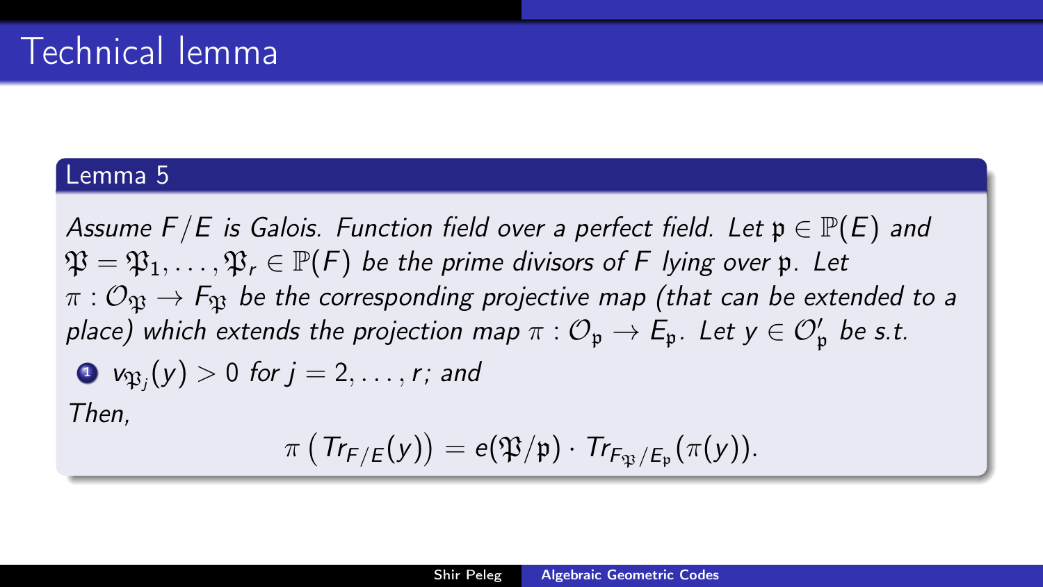# Technical lemma

**Lemma 5**

*Assume $F/E$ is Galois. Function field over a perfect field. Let $\mathfrak{p} \in \mathbb{P}(E)$ and $\mathfrak{P} = \mathfrak{P}_1, \ldots, \mathfrak{P}_r \in \mathbb{P}(F)$ be the prime divisors of $F$ lying over $\mathfrak{p}$. Let $\pi : \mathcal{O}_{\mathfrak{P}} \to F_{\mathfrak{P}}$ be the corresponding projective map (that can be extended to a place) which extends the projection map $\pi : \mathcal{O}_{\mathfrak{p}} \to E_{\mathfrak{p}}$. Let $y \in \mathcal{O}'_{\mathfrak{p}}$ be s.t.*

1. *$v_{\mathfrak{P}_j}(y) > 0$ for $j = 2, \ldots, r$; and*

*Then,*

$$\pi\left(Tr_{F/E}(y)\right) = e(\mathfrak{P}/\mathfrak{p}) \cdot Tr_{F_{\mathfrak{P}}/E_{\mathfrak{p}}}(\pi(y)).$$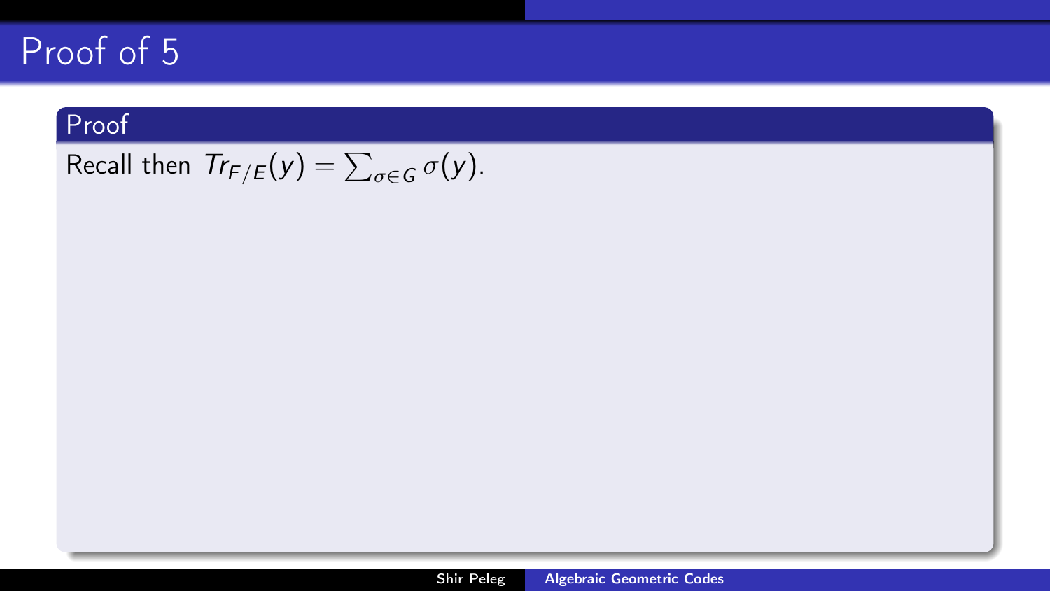# Proof of 5

## Proof

Recall then $Tr_{F/E}(y) = \sum_{\sigma \in G} \sigma(y)$.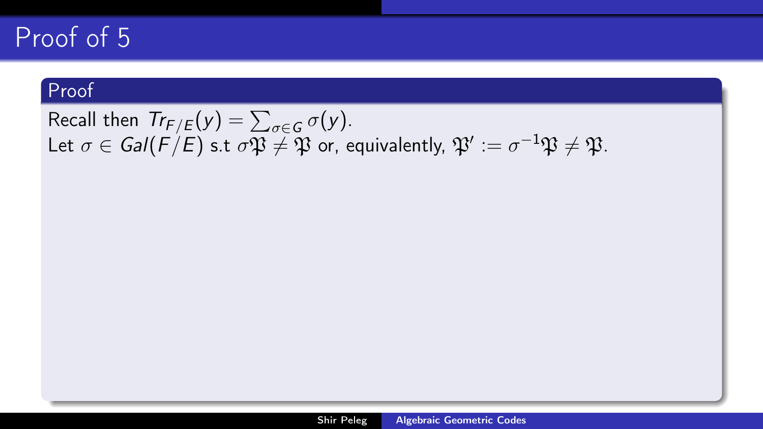# Proof of 5

## Proof

Recall then $Tr_{F/E}(y) = \sum_{\sigma \in G} \sigma(y)$.
Let $\sigma \in Gal(F/E)$ s.t $\sigma\mathfrak{P} \neq \mathfrak{P}$ or, equivalently, $\mathfrak{P}' := \sigma^{-1}\mathfrak{P} \neq \mathfrak{P}$.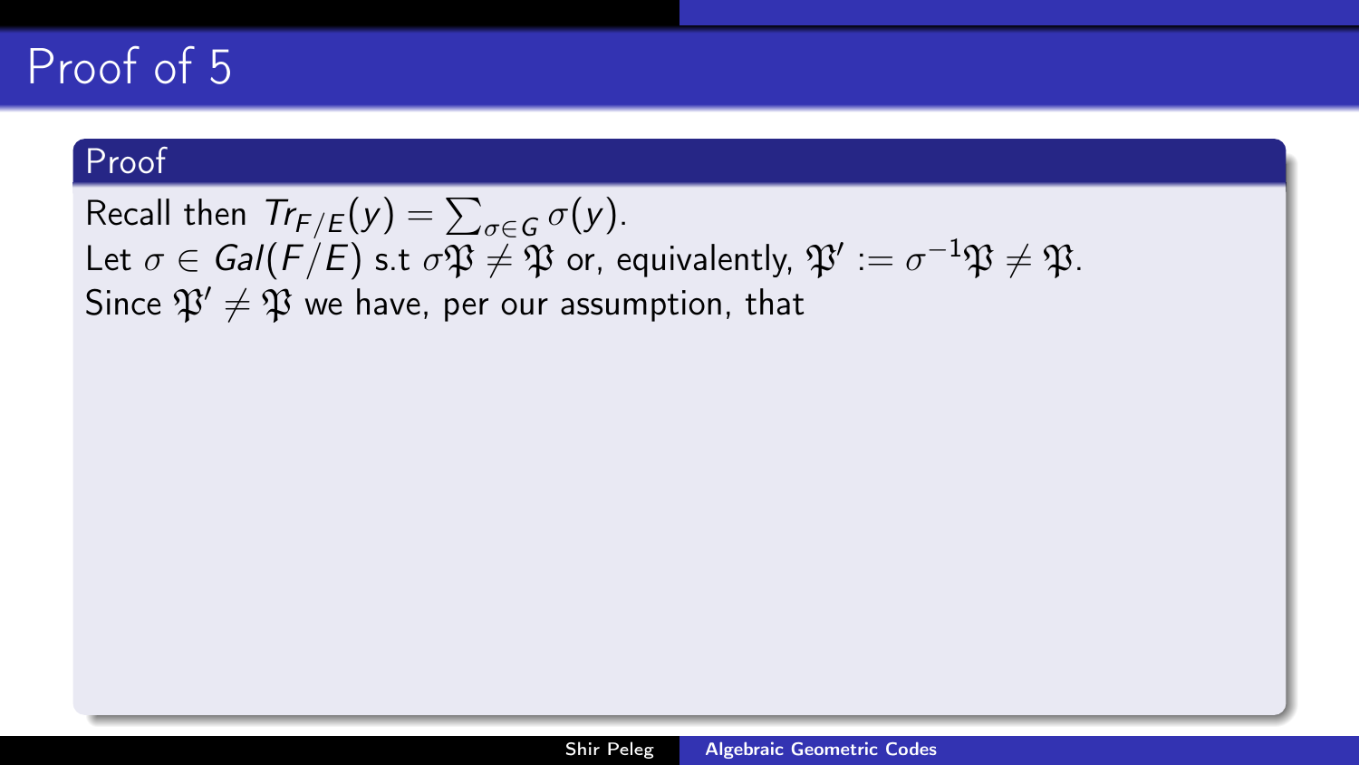# Proof of 5

## Proof

Recall then $Tr_{F/E}(y) = \sum_{\sigma \in G} \sigma(y)$.
Let $\sigma \in Gal(F/E)$ s.t $\sigma\mathfrak{P} \neq \mathfrak{P}$ or, equivalently, $\mathfrak{P}' := \sigma^{-1}\mathfrak{P} \neq \mathfrak{P}$.
Since $\mathfrak{P}' \neq \mathfrak{P}$ we have, per our assumption, that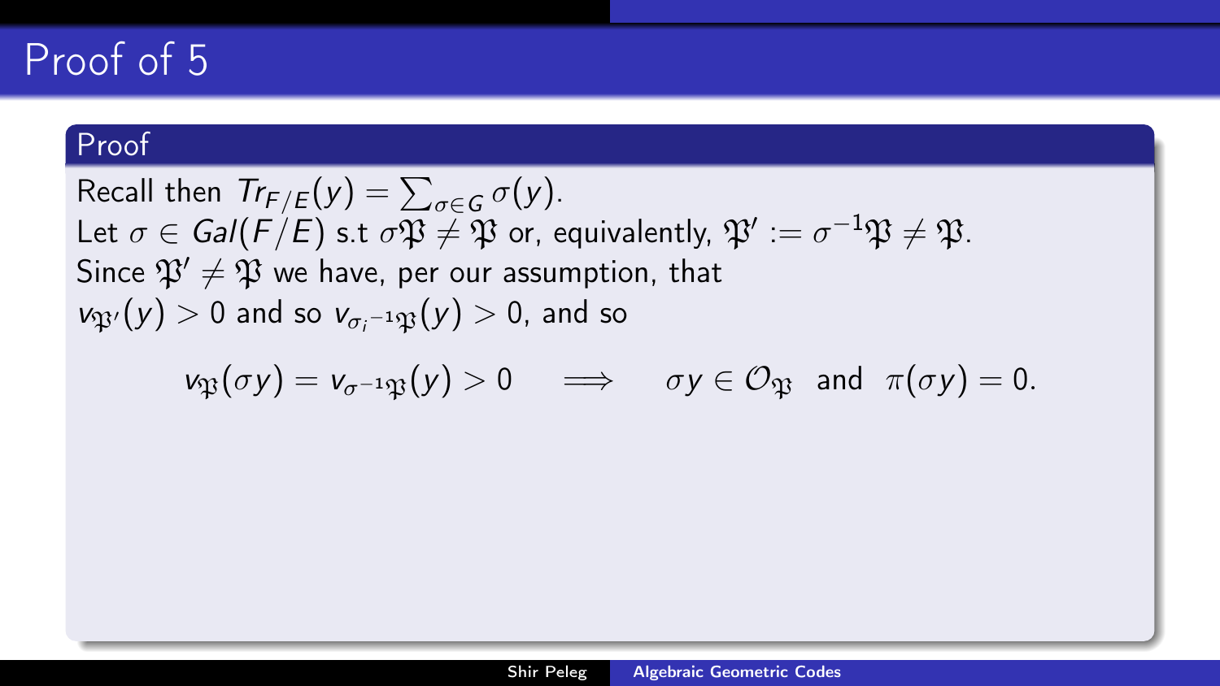# Proof of 5

## Proof

Recall then $Tr_{F/E}(y) = \sum_{\sigma \in G} \sigma(y)$.
Let $\sigma \in Gal(F/E)$ s.t $\sigma\mathfrak{P} \neq \mathfrak{P}$ or, equivalently, $\mathfrak{P}' := \sigma^{-1}\mathfrak{P} \neq \mathfrak{P}$.
Since $\mathfrak{P}' \neq \mathfrak{P}$ we have, per our assumption, that
$v_{\mathfrak{P}'}(y) > 0$ and so $v_{\sigma_i{}^{-1}\mathfrak{P}}(y) > 0$, and so

$$v_{\mathfrak{P}}(\sigma y) = v_{\sigma^{-1}\mathfrak{P}}(y) > 0 \quad \implies \quad \sigma y \in \mathcal{O}_{\mathfrak{P}} \ \text{ and } \ \pi(\sigma y) = 0.$$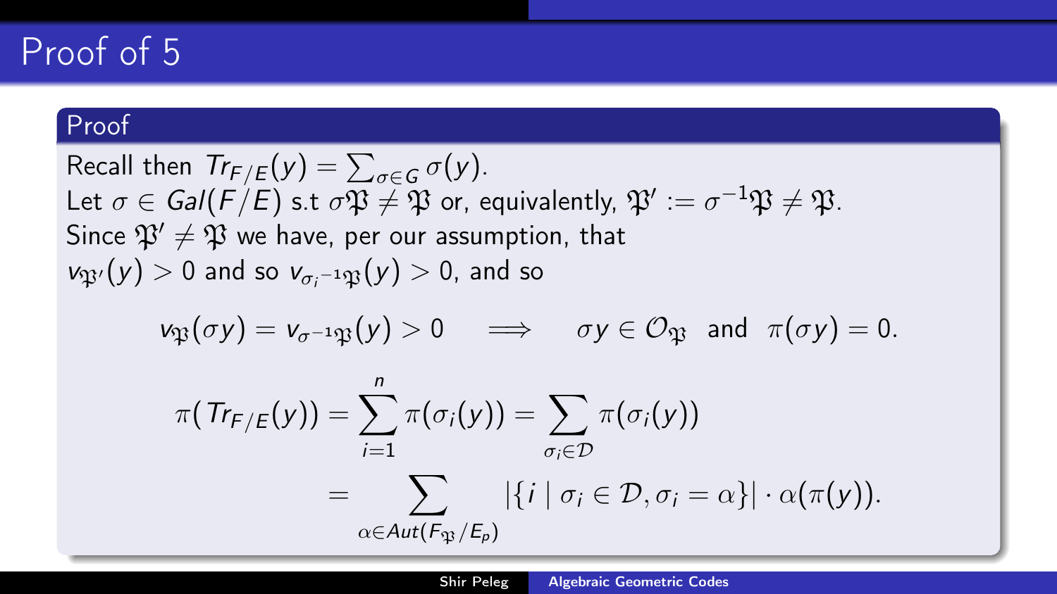# Proof of 5

## Proof

Recall then $Tr_{F/E}(y) = \sum_{\sigma \in G} \sigma(y)$.
Let $\sigma \in Gal(F/E)$ s.t $\sigma\mathfrak{P} \neq \mathfrak{P}$ or, equivalently, $\mathfrak{P}' := \sigma^{-1}\mathfrak{P} \neq \mathfrak{P}$.
Since $\mathfrak{P}' \neq \mathfrak{P}$ we have, per our assumption, that $v_{\mathfrak{P}'}(y) > 0$ and so $v_{\sigma_i{}^{-1}\mathfrak{P}}(y) > 0$, and so

$$v_{\mathfrak{P}}(\sigma y) = v_{\sigma^{-1}\mathfrak{P}}(y) > 0 \quad \Longrightarrow \quad \sigma y \in \mathcal{O}_{\mathfrak{P}} \text{ and } \pi(\sigma y) = 0.$$

$$\begin{aligned}
\pi(Tr_{F/E}(y)) &= \sum_{i=1}^{n} \pi(\sigma_i(y)) = \sum_{\sigma_i \in \mathcal{D}} \pi(\sigma_i(y)) \\
&= \sum_{\alpha \in Aut(F_{\mathfrak{P}}/E_p)} |\{i \mid \sigma_i \in \mathcal{D}, \sigma_i = \alpha\}| \cdot \alpha(\pi(y)).
\end{aligned}$$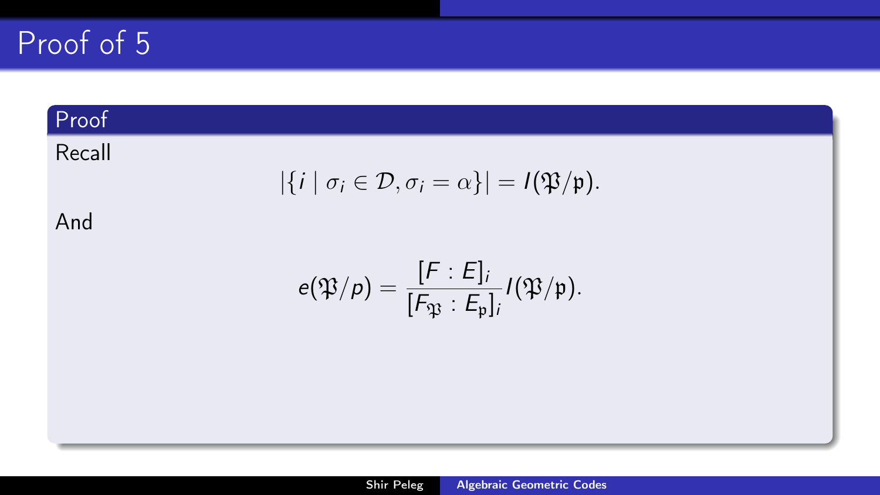# Proof of 5

**Proof**

Recall

$$|\{i \mid \sigma_i \in \mathcal{D}, \sigma_i = \alpha\}| = I(\mathfrak{P}/\mathfrak{p}).$$

And

$$e(\mathfrak{P}/p) = \frac{[F : E]_i}{[F_{\mathfrak{P}} : E_{\mathfrak{p}}]_i} I(\mathfrak{P}/\mathfrak{p}).$$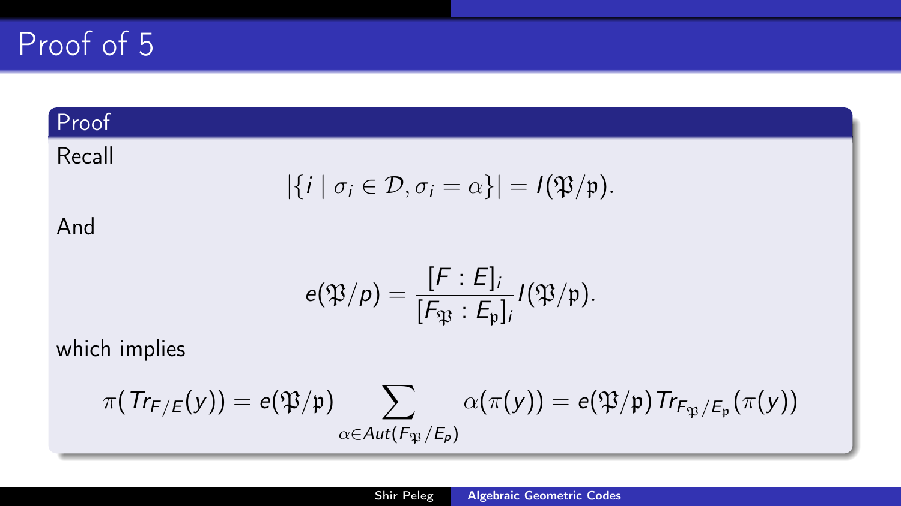# Proof of 5

## Proof

Recall

$$|\{i \mid \sigma_i \in \mathcal{D}, \sigma_i = \alpha\}| = I(\mathfrak{P}/\mathfrak{p}).$$

And

$$e(\mathfrak{P}/p) = \frac{[F:E]_i}{[F_{\mathfrak{P}}:E_{\mathfrak{p}}]_i} I(\mathfrak{P}/\mathfrak{p}).$$

which implies

$$\pi(Tr_{F/E}(y)) = e(\mathfrak{P}/\mathfrak{p}) \sum_{\alpha \in Aut(F_{\mathfrak{P}}/E_p)} \alpha(\pi(y)) = e(\mathfrak{P}/\mathfrak{p}) \, Tr_{F_{\mathfrak{P}}/E_{\mathfrak{p}}}(\pi(y))$$